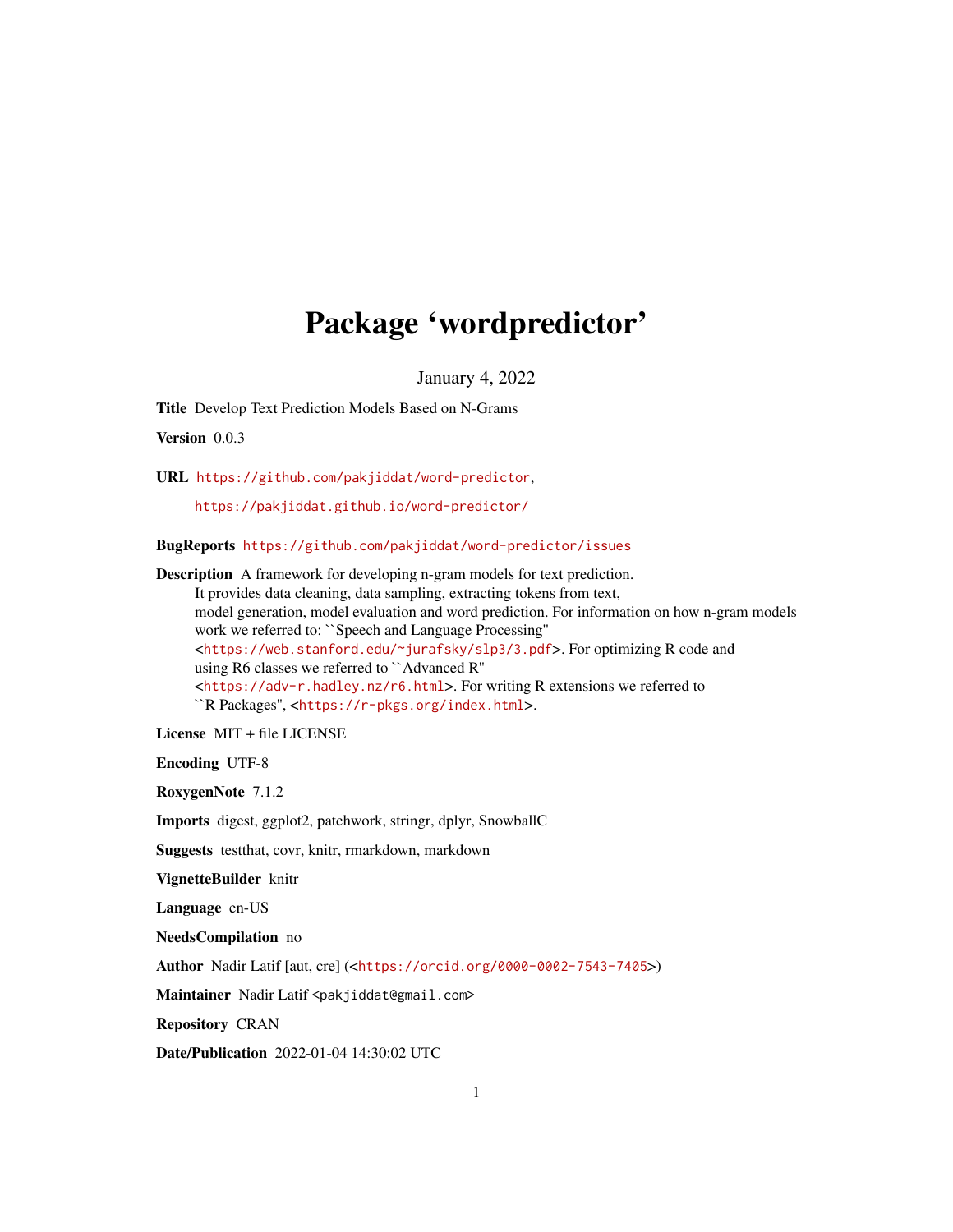# Package 'wordpredictor'

January 4, 2022

**Title** Develop Text Prediction Models Based on N-Grams

**Version** 0.0.3

**URL** https://github.com/pakjiddat/word-predictor,
https://pakjiddat.github.io/word-predictor/

**BugReports** https://github.com/pakjiddat/word-predictor/issues

**Description** A framework for developing n-gram models for text prediction.
It provides data cleaning, data sampling, extracting tokens from text,
model generation, model evaluation and word prediction. For information on how n-gram models
work we referred to: ``Speech and Language Processing''
<https://web.stanford.edu/~jurafsky/slp3/3.pdf>. For optimizing R code and
using R6 classes we referred to ``Advanced R''
<https://adv-r.hadley.nz/r6.html>. For writing R extensions we referred to
``R Packages'', <https://r-pkgs.org/index.html>.

**License** MIT + file LICENSE

**Encoding** UTF-8

**RoxygenNote** 7.1.2

**Imports** digest, ggplot2, patchwork, stringr, dplyr, SnowballC

**Suggests** testthat, covr, knitr, rmarkdown, markdown

**VignetteBuilder** knitr

**Language** en-US

**NeedsCompilation** no

**Author** Nadir Latif [aut, cre] (<https://orcid.org/0000-0002-7543-7405>)

**Maintainer** Nadir Latif <pakjiddat@gmail.com>

**Repository** CRAN

**Date/Publication** 2022-01-04 14:30:02 UTC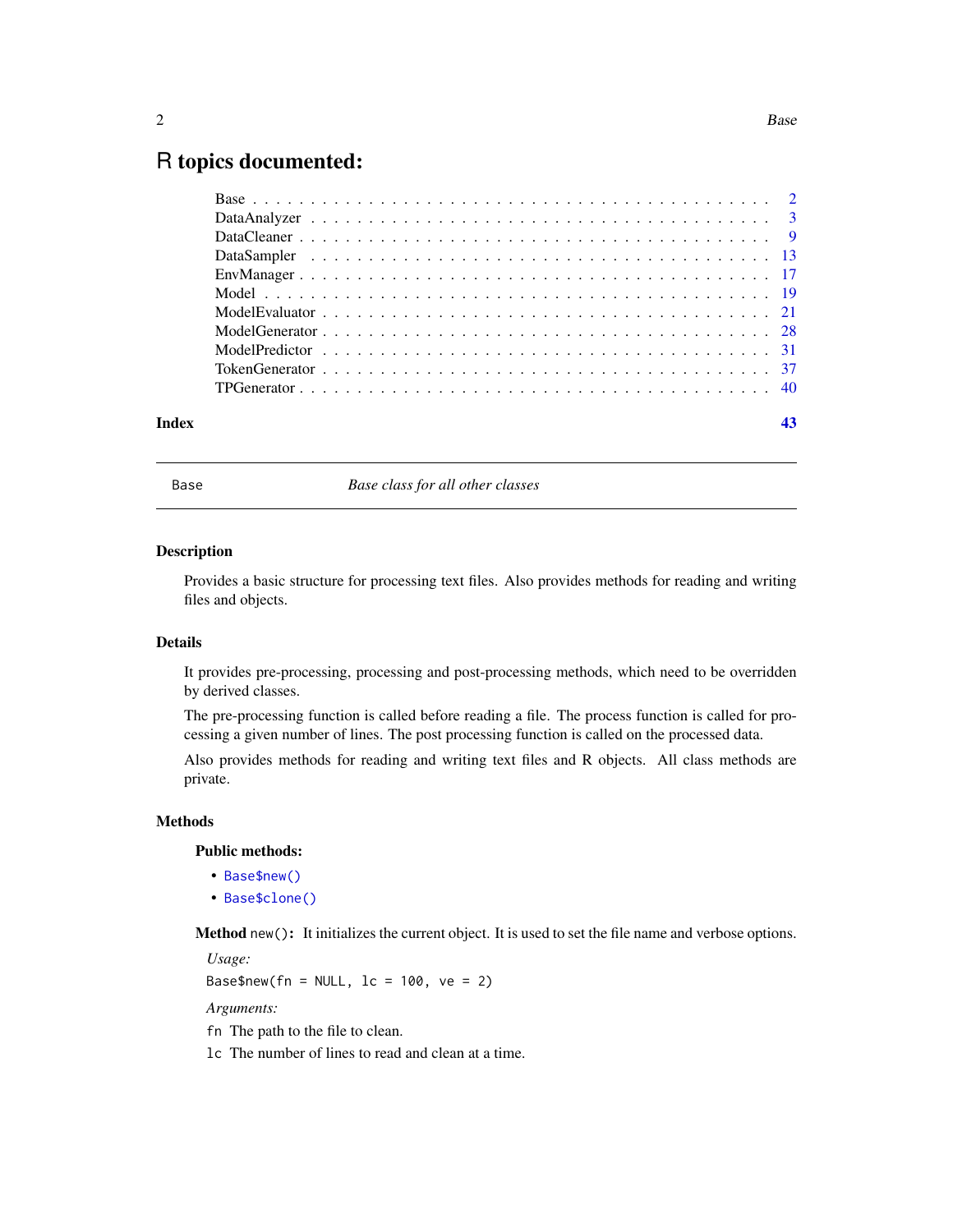# R topics documented:

| | |
|---|---|
| Base | 2 |
| DataAnalyzer | 3 |
| DataCleaner | 9 |
| DataSampler | 13 |
| EnvManager | 17 |
| Model | 19 |
| ModelEvaluator | 21 |
| ModelGenerator | 28 |
| ModelPredictor | 31 |
| TokenGenerator | 37 |
| TPGenerator | 40 |
| **Index** | **43** |

---

`Base` *Base class for all other classes*

---

## Description

Provides a basic structure for processing text files. Also provides methods for reading and writing files and objects.

## Details

It provides pre-processing, processing and post-processing methods, which need to be overridden by derived classes.

The pre-processing function is called before reading a file. The process function is called for processing a given number of lines. The post processing function is called on the processed data.

Also provides methods for reading and writing text files and R objects. All class methods are private.

## Methods

### Public methods:

- `Base$new()`
- `Base$clone()`

**Method** `new()`**:** It initializes the current object. It is used to set the file name and verbose options.

*Usage:*

```
Base$new(fn = NULL, lc = 100, ve = 2)
```

*Arguments:*

`fn` The path to the file to clean.

`lc` The number of lines to read and clean at a time.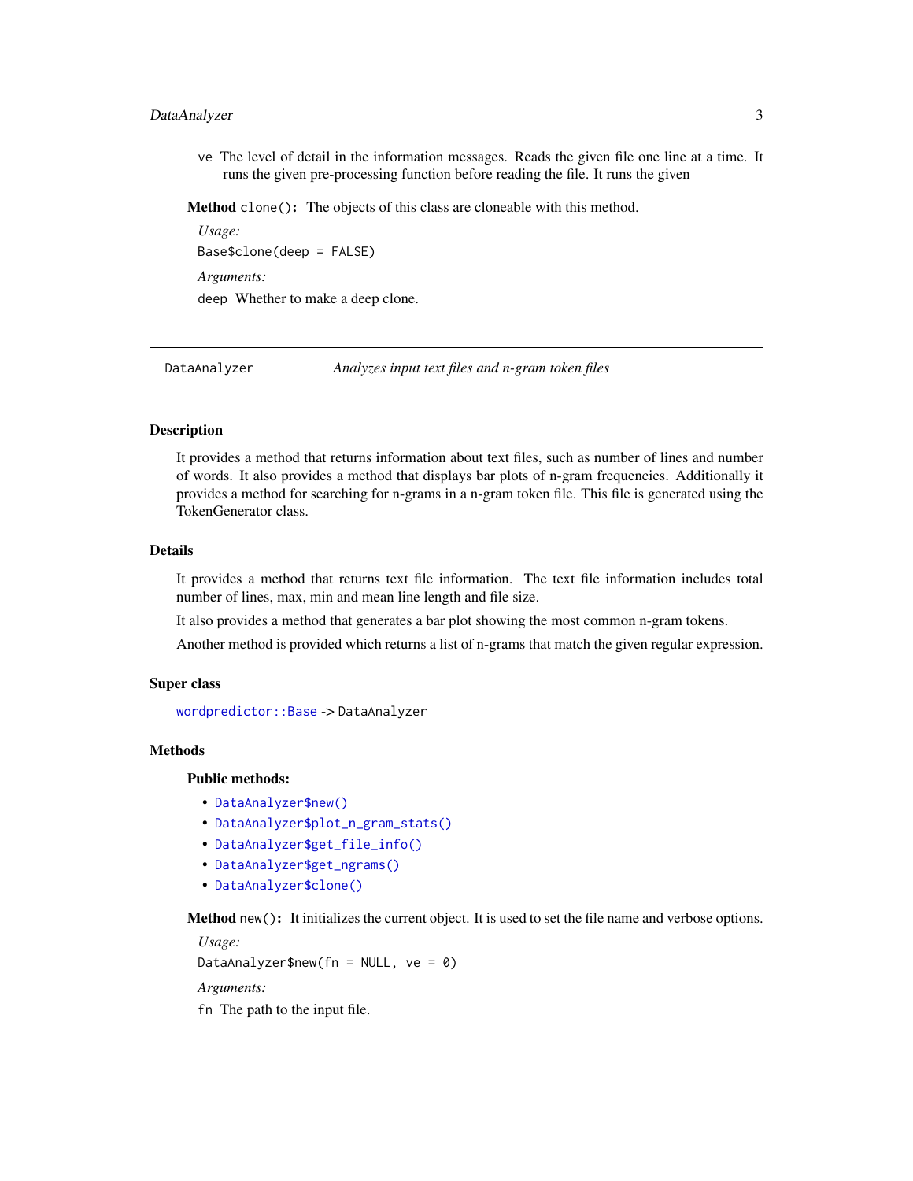ve The level of detail in the information messages. Reads the given file one line at a time. It runs the given pre-processing function before reading the file. It runs the given

**Method** `clone()`: The objects of this class are cloneable with this method.

*Usage:*

```
Base$clone(deep = FALSE)
```

*Arguments:*

deep Whether to make a deep clone.

---

## DataAnalyzer *Analyzes input text files and n-gram token files*

---

### Description

It provides a method that returns information about text files, such as number of lines and number of words. It also provides a method that displays bar plots of n-gram frequencies. Additionally it provides a method for searching for n-grams in a n-gram token file. This file is generated using the TokenGenerator class.

### Details

It provides a method that returns text file information. The text file information includes total number of lines, max, min and mean line length and file size.

It also provides a method that generates a bar plot showing the most common n-gram tokens.

Another method is provided which returns a list of n-grams that match the given regular expression.

### Super class

`wordpredictor::Base` -> `DataAnalyzer`

### Methods

**Public methods:**

- `DataAnalyzer$new()`
- `DataAnalyzer$plot_n_gram_stats()`
- `DataAnalyzer$get_file_info()`
- `DataAnalyzer$get_ngrams()`
- `DataAnalyzer$clone()`

**Method** `new()`: It initializes the current object. It is used to set the file name and verbose options.

*Usage:*

```
DataAnalyzer$new(fn = NULL, ve = 0)
```

*Arguments:*

fn The path to the input file.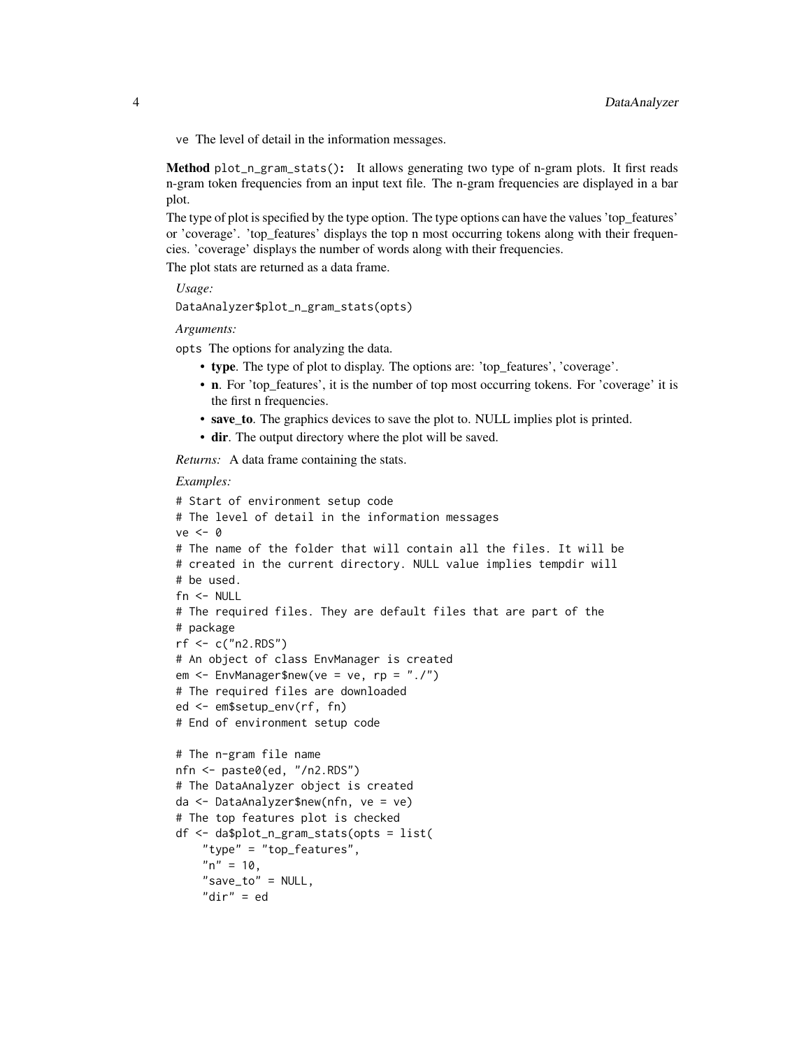`ve` The level of detail in the information messages.

**Method** `plot_n_gram_stats()`**:** It allows generating two type of n-gram plots. It first reads n-gram token frequencies from an input text file. The n-gram frequencies are displayed in a bar plot.

The type of plot is specified by the type option. The type options can have the values 'top_features' or 'coverage'. 'top_features' displays the top n most occurring tokens along with their frequencies. 'coverage' displays the number of words along with their frequencies.

The plot stats are returned as a data frame.

*Usage:*

```
DataAnalyzer$plot_n_gram_stats(opts)
```

*Arguments:*

`opts` The options for analyzing the data.

- **type**. The type of plot to display. The options are: 'top_features', 'coverage'.
- **n**. For 'top_features', it is the number of top most occurring tokens. For 'coverage' it is the first n frequencies.
- **save_to**. The graphics devices to save the plot to. NULL implies plot is printed.
- **dir**. The output directory where the plot will be saved.

*Returns:* A data frame containing the stats.

*Examples:*

```
# Start of environment setup code
# The level of detail in the information messages
ve <- 0
# The name of the folder that will contain all the files. It will be
# created in the current directory. NULL value implies tempdir will
# be used.
fn <- NULL
# The required files. They are default files that are part of the
# package
rf <- c("n2.RDS")
# An object of class EnvManager is created
em <- EnvManager$new(ve = ve, rp = "./")
# The required files are downloaded
ed <- em$setup_env(rf, fn)
# End of environment setup code

# The n-gram file name
nfn <- paste0(ed, "/n2.RDS")
# The DataAnalyzer object is created
da <- DataAnalyzer$new(nfn, ve = ve)
# The top features plot is checked
df <- da$plot_n_gram_stats(opts = list(
    "type" = "top_features",
    "n" = 10,
    "save_to" = NULL,
    "dir" = ed
```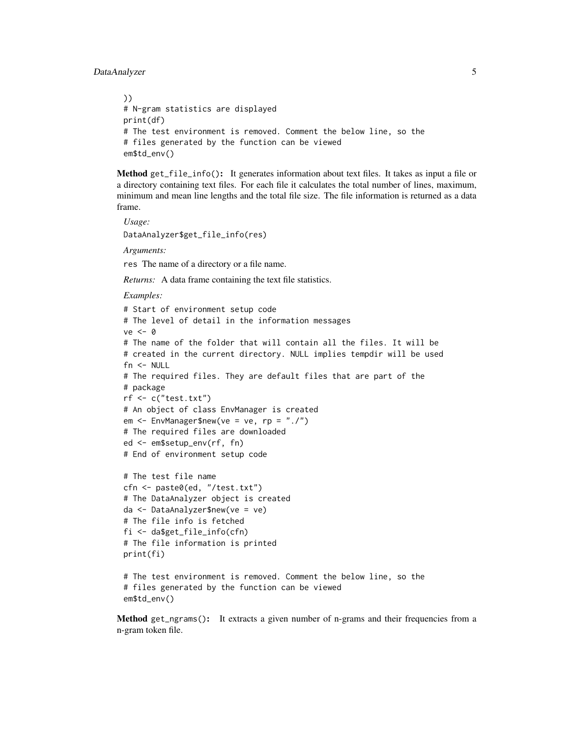```
))
# N-gram statistics are displayed
print(df)
# The test environment is removed. Comment the below line, so the
# files generated by the function can be viewed
em$td_env()
```

**Method** `get_file_info()`**:** It generates information about text files. It takes as input a file or a directory containing text files. For each file it calculates the total number of lines, maximum, minimum and mean line lengths and the total file size. The file information is returned as a data frame.

*Usage:*

```
DataAnalyzer$get_file_info(res)
```

*Arguments:*

`res` The name of a directory or a file name.

*Returns:* A data frame containing the text file statistics.

*Examples:*

```
# Start of environment setup code
# The level of detail in the information messages
ve <- 0
# The name of the folder that will contain all the files. It will be
# created in the current directory. NULL implies tempdir will be used
fn <- NULL
# The required files. They are default files that are part of the
# package
rf <- c("test.txt")
# An object of class EnvManager is created
em <- EnvManager$new(ve = ve, rp = "./")
# The required files are downloaded
ed <- em$setup_env(rf, fn)
# End of environment setup code

# The test file name
cfn <- paste0(ed, "/test.txt")
# The DataAnalyzer object is created
da <- DataAnalyzer$new(ve = ve)
# The file info is fetched
fi <- da$get_file_info(cfn)
# The file information is printed
print(fi)

# The test environment is removed. Comment the below line, so the
# files generated by the function can be viewed
em$td_env()
```

**Method** `get_ngrams()`**:** It extracts a given number of n-grams and their frequencies from a n-gram token file.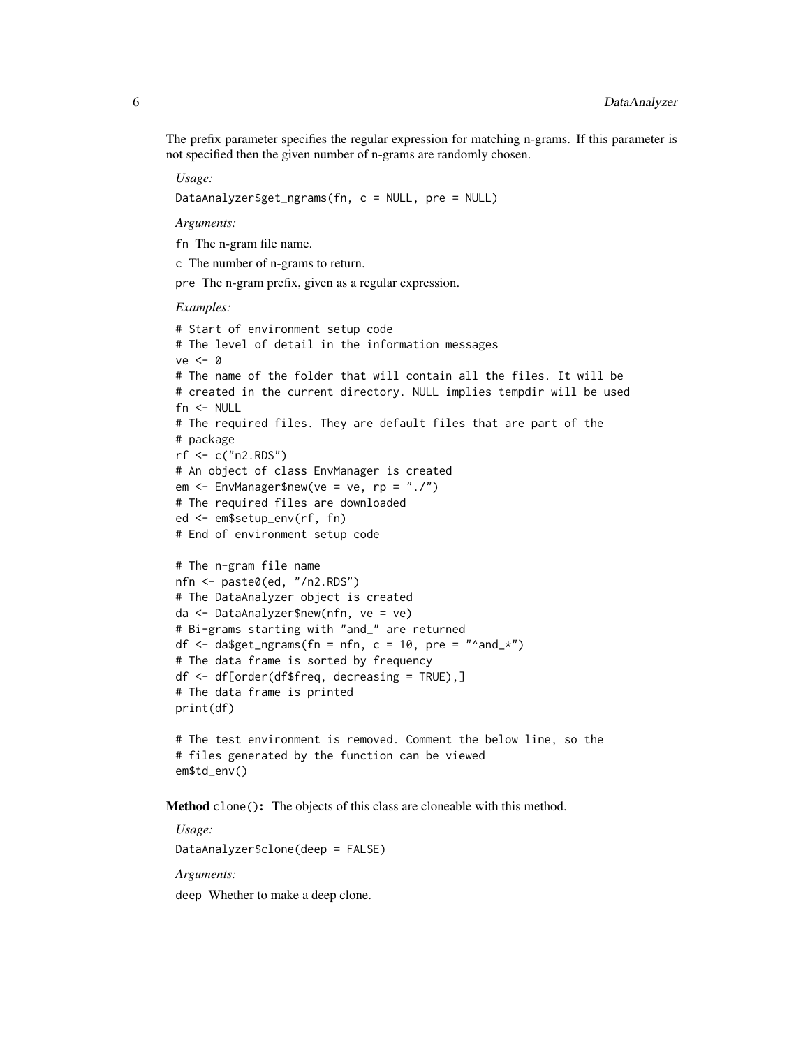The prefix parameter specifies the regular expression for matching n-grams. If this parameter is not specified then the given number of n-grams are randomly chosen.

*Usage:*

```
DataAnalyzer$get_ngrams(fn, c = NULL, pre = NULL)
```

*Arguments:*

`fn` The n-gram file name.

`c` The number of n-grams to return.

`pre` The n-gram prefix, given as a regular expression.

*Examples:*

```
# Start of environment setup code
# The level of detail in the information messages
ve <- 0
# The name of the folder that will contain all the files. It will be
# created in the current directory. NULL implies tempdir will be used
fn <- NULL
# The required files. They are default files that are part of the
# package
rf <- c("n2.RDS")
# An object of class EnvManager is created
em <- EnvManager$new(ve = ve, rp = "./")
# The required files are downloaded
ed <- em$setup_env(rf, fn)
# End of environment setup code

# The n-gram file name
nfn <- paste0(ed, "/n2.RDS")
# The DataAnalyzer object is created
da <- DataAnalyzer$new(nfn, ve = ve)
# Bi-grams starting with "and_" are returned
df <- da$get_ngrams(fn = nfn, c = 10, pre = "^and_*")
# The data frame is sorted by frequency
df <- df[order(df$freq, decreasing = TRUE),]
# The data frame is printed
print(df)

# The test environment is removed. Comment the below line, so the
# files generated by the function can be viewed
em$td_env()
```

**Method** `clone()`**:** The objects of this class are cloneable with this method.

*Usage:*

```
DataAnalyzer$clone(deep = FALSE)
```

*Arguments:*

`deep` Whether to make a deep clone.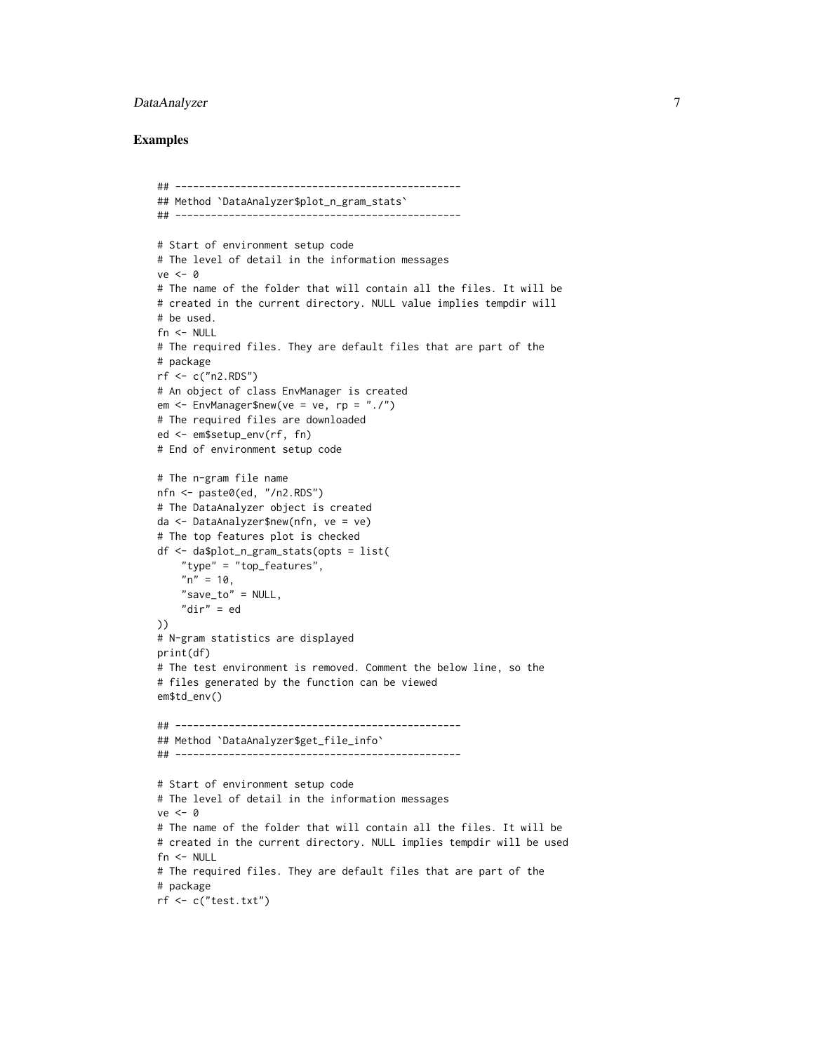### Examples

```
## ------------------------------------------------
## Method `DataAnalyzer$plot_n_gram_stats`
## ------------------------------------------------

# Start of environment setup code
# The level of detail in the information messages
ve <- 0
# The name of the folder that will contain all the files. It will be
# created in the current directory. NULL value implies tempdir will
# be used.
fn <- NULL
# The required files. They are default files that are part of the
# package
rf <- c("n2.RDS")
# An object of class EnvManager is created
em <- EnvManager$new(ve = ve, rp = "./")
# The required files are downloaded
ed <- em$setup_env(rf, fn)
# End of environment setup code

# The n-gram file name
nfn <- paste0(ed, "/n2.RDS")
# The DataAnalyzer object is created
da <- DataAnalyzer$new(nfn, ve = ve)
# The top features plot is checked
df <- da$plot_n_gram_stats(opts = list(
    "type" = "top_features",
    "n" = 10,
    "save_to" = NULL,
    "dir" = ed
))
# N-gram statistics are displayed
print(df)
# The test environment is removed. Comment the below line, so the
# files generated by the function can be viewed
em$td_env()

## ------------------------------------------------
## Method `DataAnalyzer$get_file_info`
## ------------------------------------------------

# Start of environment setup code
# The level of detail in the information messages
ve <- 0
# The name of the folder that will contain all the files. It will be
# created in the current directory. NULL implies tempdir will be used
fn <- NULL
# The required files. They are default files that are part of the
# package
rf <- c("test.txt")
```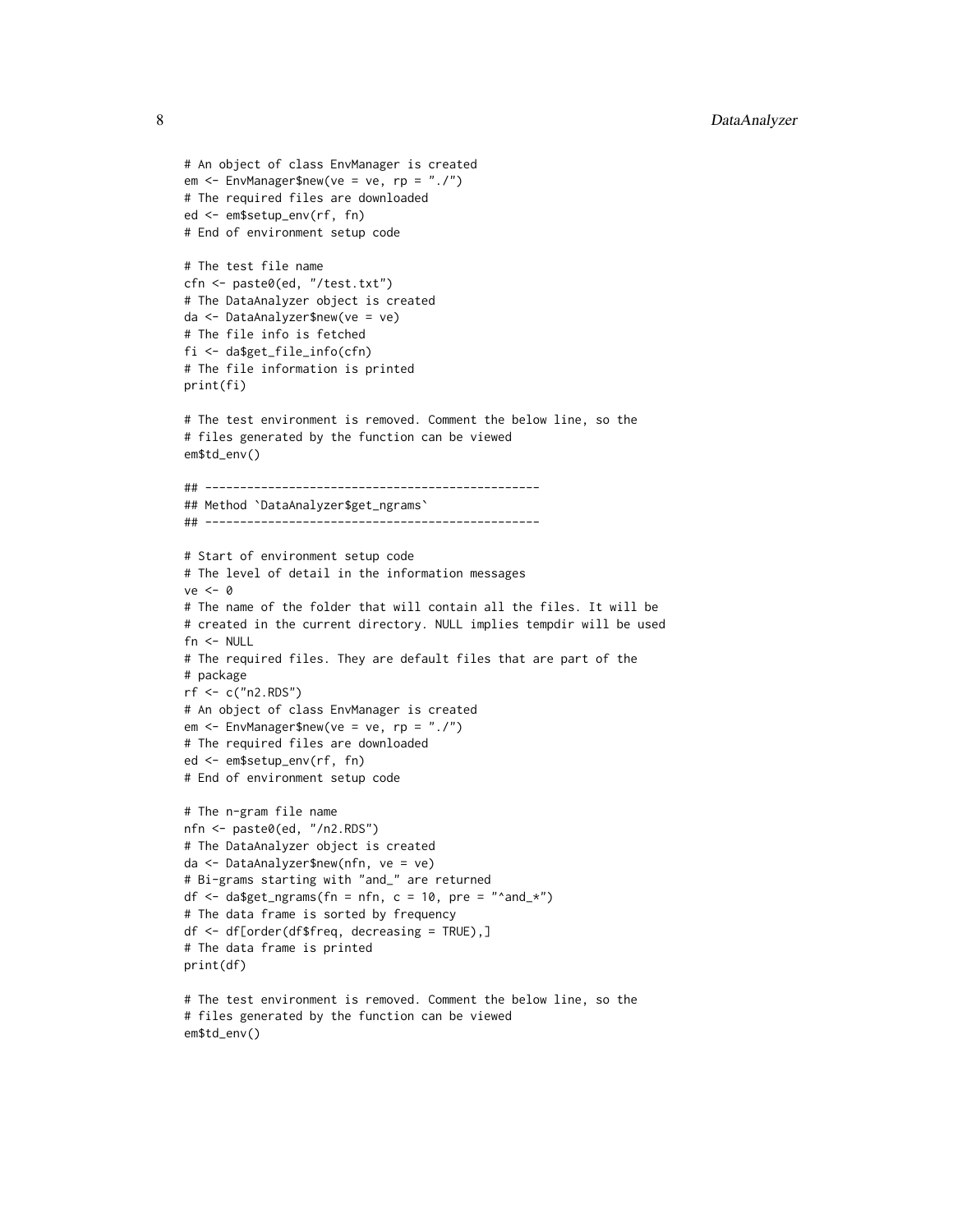```
# An object of class EnvManager is created
em <- EnvManager$new(ve = ve, rp = "./")
# The required files are downloaded
ed <- em$setup_env(rf, fn)
# End of environment setup code

# The test file name
cfn <- paste0(ed, "/test.txt")
# The DataAnalyzer object is created
da <- DataAnalyzer$new(ve = ve)
# The file info is fetched
fi <- da$get_file_info(cfn)
# The file information is printed
print(fi)

# The test environment is removed. Comment the below line, so the
# files generated by the function can be viewed
em$td_env()

## ------------------------------------------------
## Method `DataAnalyzer$get_ngrams`
## ------------------------------------------------

# Start of environment setup code
# The level of detail in the information messages
ve <- 0
# The name of the folder that will contain all the files. It will be
# created in the current directory. NULL implies tempdir will be used
fn <- NULL
# The required files. They are default files that are part of the
# package
rf <- c("n2.RDS")
# An object of class EnvManager is created
em <- EnvManager$new(ve = ve, rp = "./")
# The required files are downloaded
ed <- em$setup_env(rf, fn)
# End of environment setup code

# The n-gram file name
nfn <- paste0(ed, "/n2.RDS")
# The DataAnalyzer object is created
da <- DataAnalyzer$new(nfn, ve = ve)
# Bi-grams starting with "and_" are returned
df <- da$get_ngrams(fn = nfn, c = 10, pre = "^and_*")
# The data frame is sorted by frequency
df <- df[order(df$freq, decreasing = TRUE),]
# The data frame is printed
print(df)

# The test environment is removed. Comment the below line, so the
# files generated by the function can be viewed
em$td_env()
```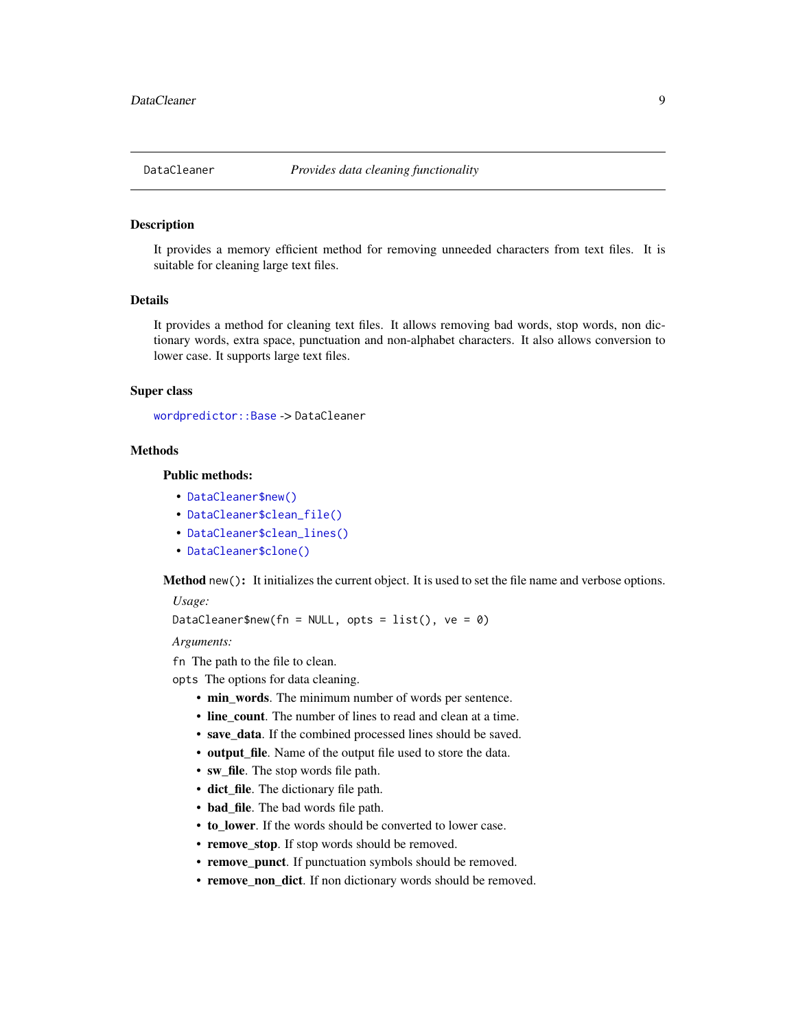DataCleaner *Provides data cleaning functionality*

## Description

It provides a memory efficient method for removing unneeded characters from text files. It is suitable for cleaning large text files.

## Details

It provides a method for cleaning text files. It allows removing bad words, stop words, non dictionary words, extra space, punctuation and non-alphabet characters. It also allows conversion to lower case. It supports large text files.

## Super class

`wordpredictor::Base` -> `DataCleaner`

## Methods

### Public methods:

- `DataCleaner$new()`
- `DataCleaner$clean_file()`
- `DataCleaner$clean_lines()`
- `DataCleaner$clone()`

**Method** `new()`**:** It initializes the current object. It is used to set the file name and verbose options.

*Usage:*

```
DataCleaner$new(fn = NULL, opts = list(), ve = 0)
```

*Arguments:*

`fn` The path to the file to clean.

`opts` The options for data cleaning.

- **min_words**. The minimum number of words per sentence.
- **line_count**. The number of lines to read and clean at a time.
- **save_data**. If the combined processed lines should be saved.
- **output_file**. Name of the output file used to store the data.
- **sw_file**. The stop words file path.
- **dict_file**. The dictionary file path.
- **bad_file**. The bad words file path.
- **to_lower**. If the words should be converted to lower case.
- **remove_stop**. If stop words should be removed.
- **remove_punct**. If punctuation symbols should be removed.
- **remove_non_dict**. If non dictionary words should be removed.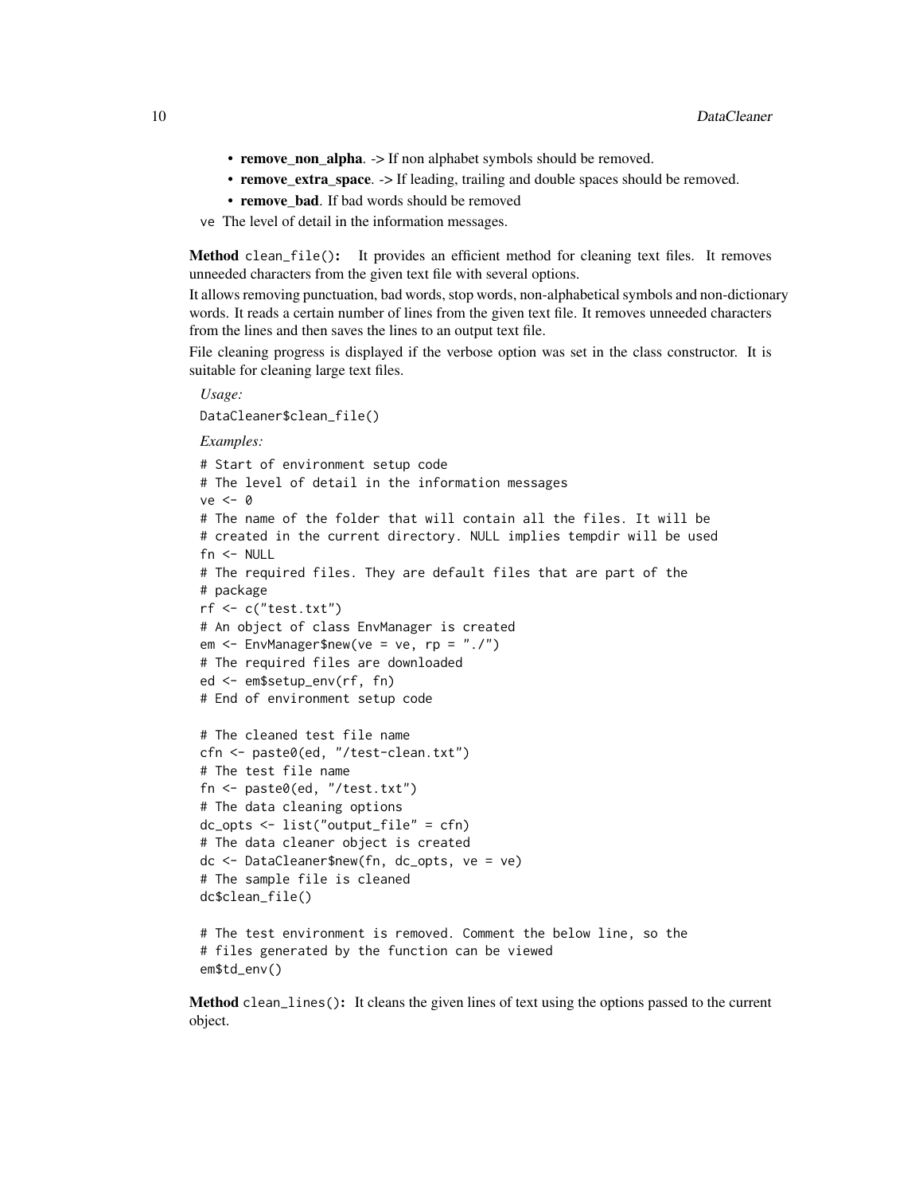- **remove_non_alpha**. -> If non alphabet symbols should be removed.
- **remove_extra_space**. -> If leading, trailing and double spaces should be removed.
- **remove_bad**. If bad words should be removed

`ve` The level of detail in the information messages.

**Method** `clean_file()`**:** It provides an efficient method for cleaning text files. It removes unneeded characters from the given text file with several options.

It allows removing punctuation, bad words, stop words, non-alphabetical symbols and non-dictionary words. It reads a certain number of lines from the given text file. It removes unneeded characters from the lines and then saves the lines to an output text file.

File cleaning progress is displayed if the verbose option was set in the class constructor. It is suitable for cleaning large text files.

*Usage:*

```
DataCleaner$clean_file()
```

*Examples:*

```
# Start of environment setup code
# The level of detail in the information messages
ve <- 0
# The name of the folder that will contain all the files. It will be
# created in the current directory. NULL implies tempdir will be used
fn <- NULL
# The required files. They are default files that are part of the
# package
rf <- c("test.txt")
# An object of class EnvManager is created
em <- EnvManager$new(ve = ve, rp = "./")
# The required files are downloaded
ed <- em$setup_env(rf, fn)
# End of environment setup code

# The cleaned test file name
cfn <- paste0(ed, "/test-clean.txt")
# The test file name
fn <- paste0(ed, "/test.txt")
# The data cleaning options
dc_opts <- list("output_file" = cfn)
# The data cleaner object is created
dc <- DataCleaner$new(fn, dc_opts, ve = ve)
# The sample file is cleaned
dc$clean_file()

# The test environment is removed. Comment the below line, so the
# files generated by the function can be viewed
em$td_env()
```

**Method** `clean_lines()`**:** It cleans the given lines of text using the options passed to the current object.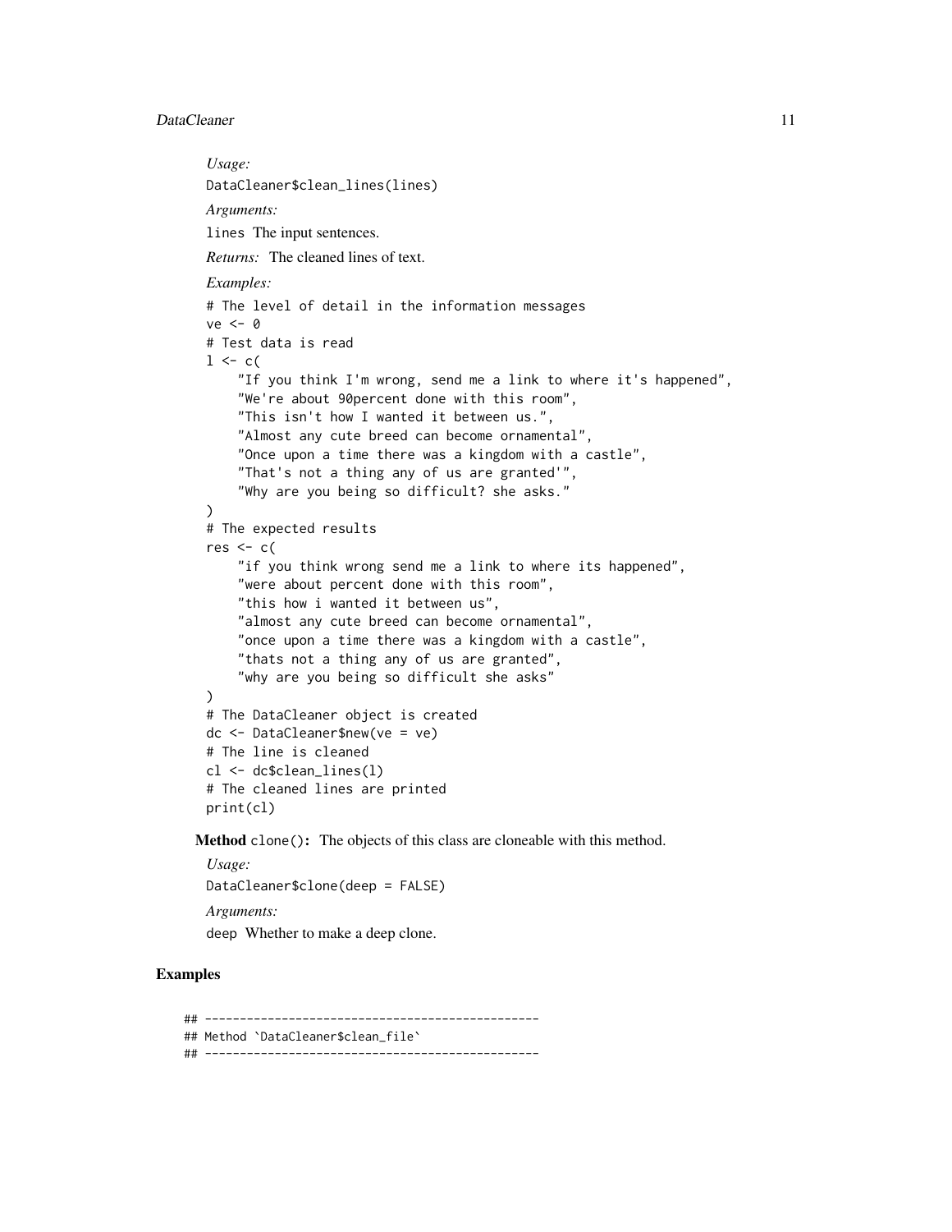*Usage:*

```
DataCleaner$clean_lines(lines)
```

*Arguments:*

`lines` The input sentences.

*Returns:* The cleaned lines of text.

*Examples:*

```
# The level of detail in the information messages
ve <- 0
# Test data is read
l <- c(
    "If you think I'm wrong, send me a link to where it's happened",
    "We're about 90percent done with this room",
    "This isn't how I wanted it between us.",
    "Almost any cute breed can become ornamental",
    "Once upon a time there was a kingdom with a castle",
    "That's not a thing any of us are granted'",
    "Why are you being so difficult? she asks."
)
# The expected results
res <- c(
    "if you think wrong send me a link to where its happened",
    "were about percent done with this room",
    "this how i wanted it between us",
    "almost any cute breed can become ornamental",
    "once upon a time there was a kingdom with a castle",
    "thats not a thing any of us are granted",
    "why are you being so difficult she asks"
)
# The DataCleaner object is created
dc <- DataCleaner$new(ve = ve)
# The line is cleaned
cl <- dc$clean_lines(l)
# The cleaned lines are printed
print(cl)
```

**Method** `clone()`**:** The objects of this class are cloneable with this method.

*Usage:*

```
DataCleaner$clone(deep = FALSE)
```

*Arguments:*

`deep` Whether to make a deep clone.

## Examples

```
## ------------------------------------------------
## Method `DataCleaner$clean_file`
## ------------------------------------------------
```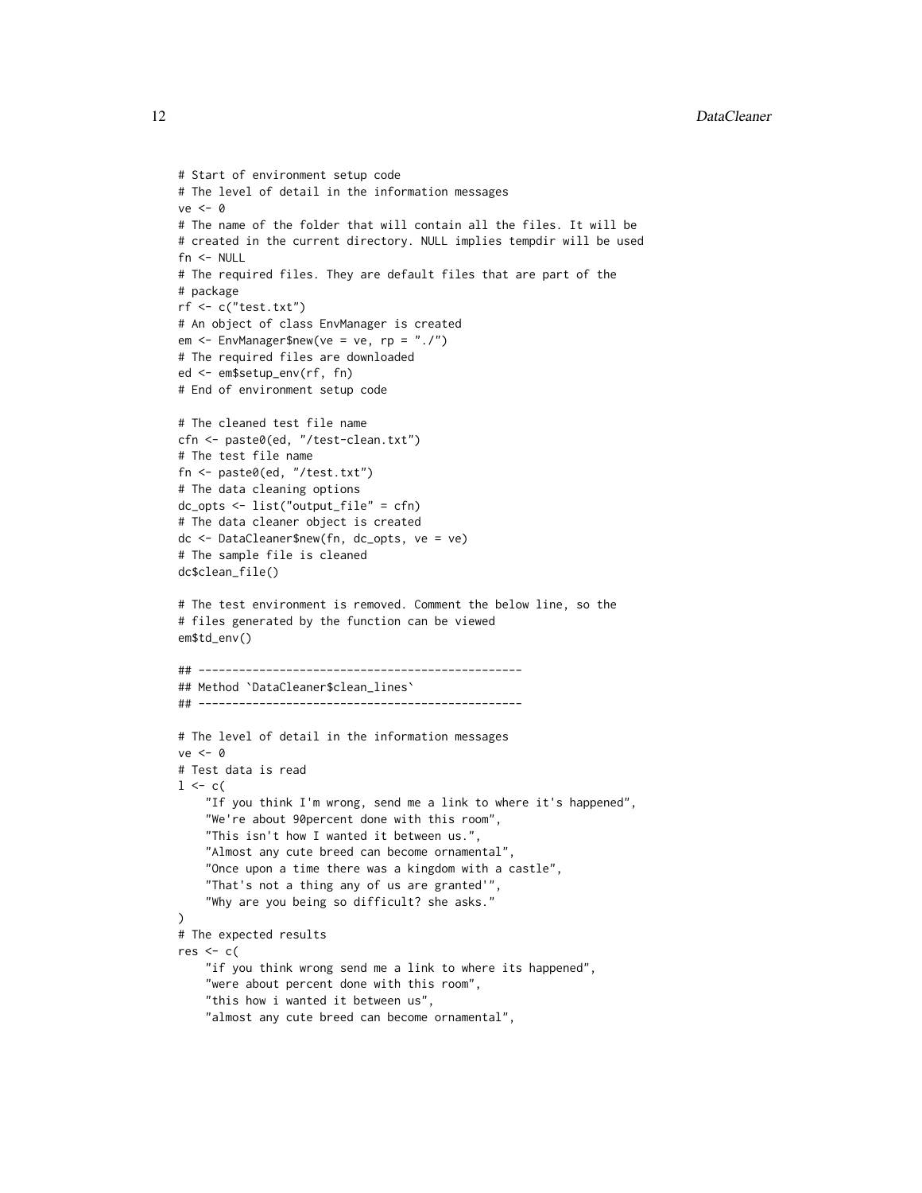```
# Start of environment setup code
# The level of detail in the information messages
ve <- 0
# The name of the folder that will contain all the files. It will be
# created in the current directory. NULL implies tempdir will be used
fn <- NULL
# The required files. They are default files that are part of the
# package
rf <- c("test.txt")
# An object of class EnvManager is created
em <- EnvManager$new(ve = ve, rp = "./")
# The required files are downloaded
ed <- em$setup_env(rf, fn)
# End of environment setup code

# The cleaned test file name
cfn <- paste0(ed, "/test-clean.txt")
# The test file name
fn <- paste0(ed, "/test.txt")
# The data cleaning options
dc_opts <- list("output_file" = cfn)
# The data cleaner object is created
dc <- DataCleaner$new(fn, dc_opts, ve = ve)
# The sample file is cleaned
dc$clean_file()

# The test environment is removed. Comment the below line, so the
# files generated by the function can be viewed
em$td_env()

## ------------------------------------------------
## Method `DataCleaner$clean_lines`
## ------------------------------------------------

# The level of detail in the information messages
ve <- 0
# Test data is read
l <- c(
    "If you think I'm wrong, send me a link to where it's happened",
    "We're about 90percent done with this room",
    "This isn't how I wanted it between us.",
    "Almost any cute breed can become ornamental",
    "Once upon a time there was a kingdom with a castle",
    "That's not a thing any of us are granted'",
    "Why are you being so difficult? she asks."
)
# The expected results
res <- c(
    "if you think wrong send me a link to where its happened",
    "were about percent done with this room",
    "this how i wanted it between us",
    "almost any cute breed can become ornamental",
```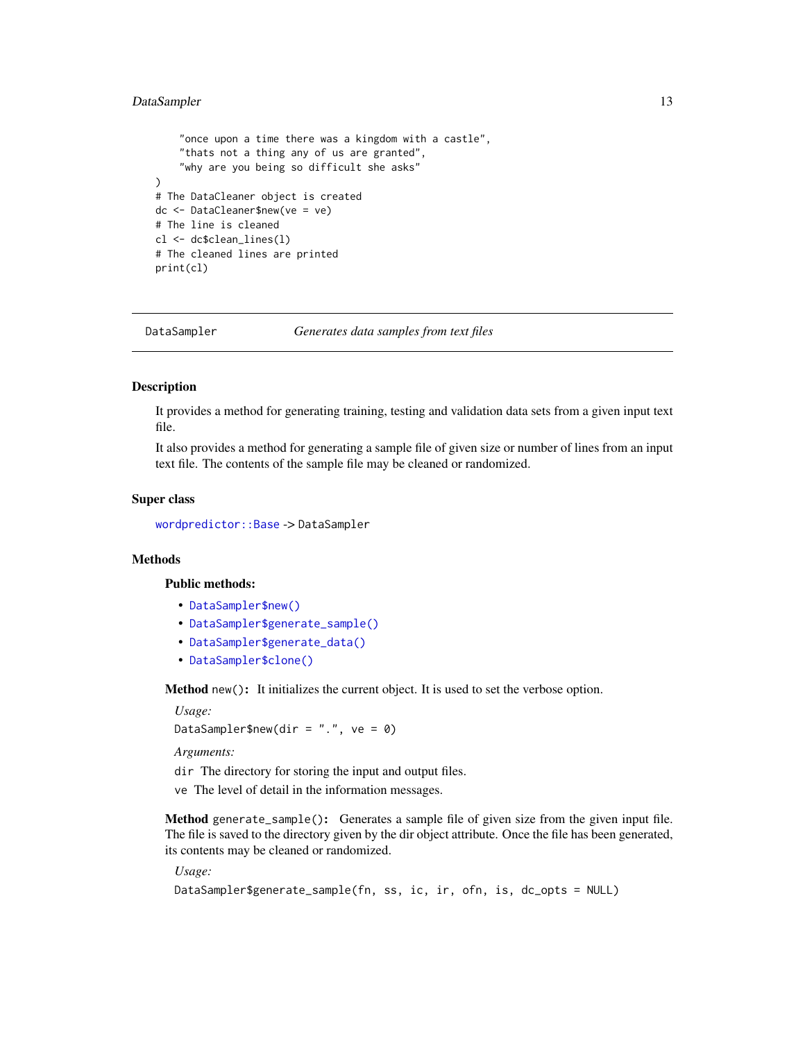```
    "once upon a time there was a kingdom with a castle",
    "thats not a thing any of us are granted",
    "why are you being so difficult she asks"
)
# The DataCleaner object is created
dc <- DataCleaner$new(ve = ve)
# The line is cleaned
cl <- dc$clean_lines(l)
# The cleaned lines are printed
print(cl)
```

---

DataSampler *Generates data samples from text files*

---

### Description

It provides a method for generating training, testing and validation data sets from a given input text file.

It also provides a method for generating a sample file of given size or number of lines from an input text file. The contents of the sample file may be cleaned or randomized.

### Super class

`wordpredictor::Base` -> `DataSampler`

### Methods

#### Public methods:

- `DataSampler$new()`
- `DataSampler$generate_sample()`
- `DataSampler$generate_data()`
- `DataSampler$clone()`

**Method** `new()`**:** It initializes the current object. It is used to set the verbose option.

*Usage:*

```
DataSampler$new(dir = ".", ve = 0)
```

*Arguments:*

`dir` The directory for storing the input and output files.

`ve` The level of detail in the information messages.

**Method** `generate_sample()`**:** Generates a sample file of given size from the given input file. The file is saved to the directory given by the dir object attribute. Once the file has been generated, its contents may be cleaned or randomized.

*Usage:*

```
DataSampler$generate_sample(fn, ss, ic, ir, ofn, is, dc_opts = NULL)
```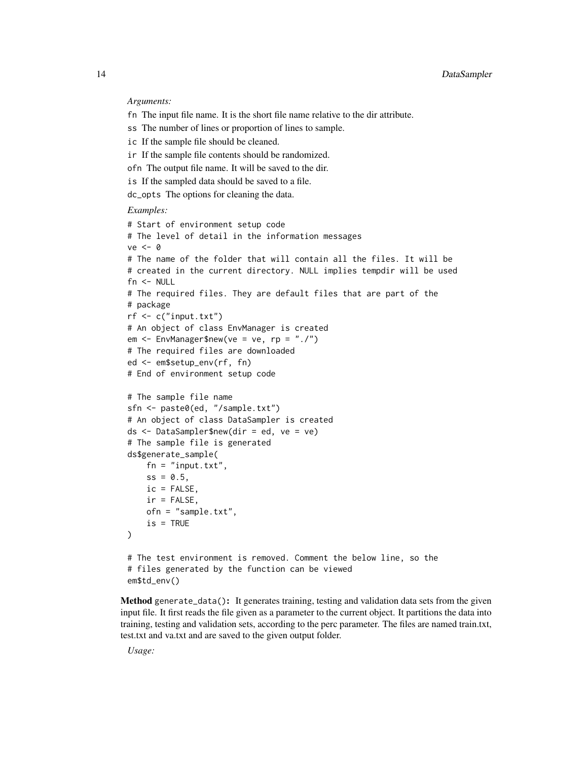*Arguments:*

`fn` The input file name. It is the short file name relative to the dir attribute.

`ss` The number of lines or proportion of lines to sample.

`ic` If the sample file should be cleaned.

`ir` If the sample file contents should be randomized.

`ofn` The output file name. It will be saved to the dir.

`is` If the sampled data should be saved to a file.

`dc_opts` The options for cleaning the data.

*Examples:*

```
# Start of environment setup code
# The level of detail in the information messages
ve <- 0
# The name of the folder that will contain all the files. It will be
# created in the current directory. NULL implies tempdir will be used
fn <- NULL
# The required files. They are default files that are part of the
# package
rf <- c("input.txt")
# An object of class EnvManager is created
em <- EnvManager$new(ve = ve, rp = "./")
# The required files are downloaded
ed <- em$setup_env(rf, fn)
# End of environment setup code

# The sample file name
sfn <- paste0(ed, "/sample.txt")
# An object of class DataSampler is created
ds <- DataSampler$new(dir = ed, ve = ve)
# The sample file is generated
ds$generate_sample(
    fn = "input.txt",
    ss = 0.5,
    ic = FALSE,
    ir = FALSE,
    ofn = "sample.txt",
    is = TRUE
)

# The test environment is removed. Comment the below line, so the
# files generated by the function can be viewed
em$td_env()
```

**Method** `generate_data()`**:** It generates training, testing and validation data sets from the given input file. It first reads the file given as a parameter to the current object. It partitions the data into training, testing and validation sets, according to the perc parameter. The files are named train.txt, test.txt and va.txt and are saved to the given output folder.

*Usage:*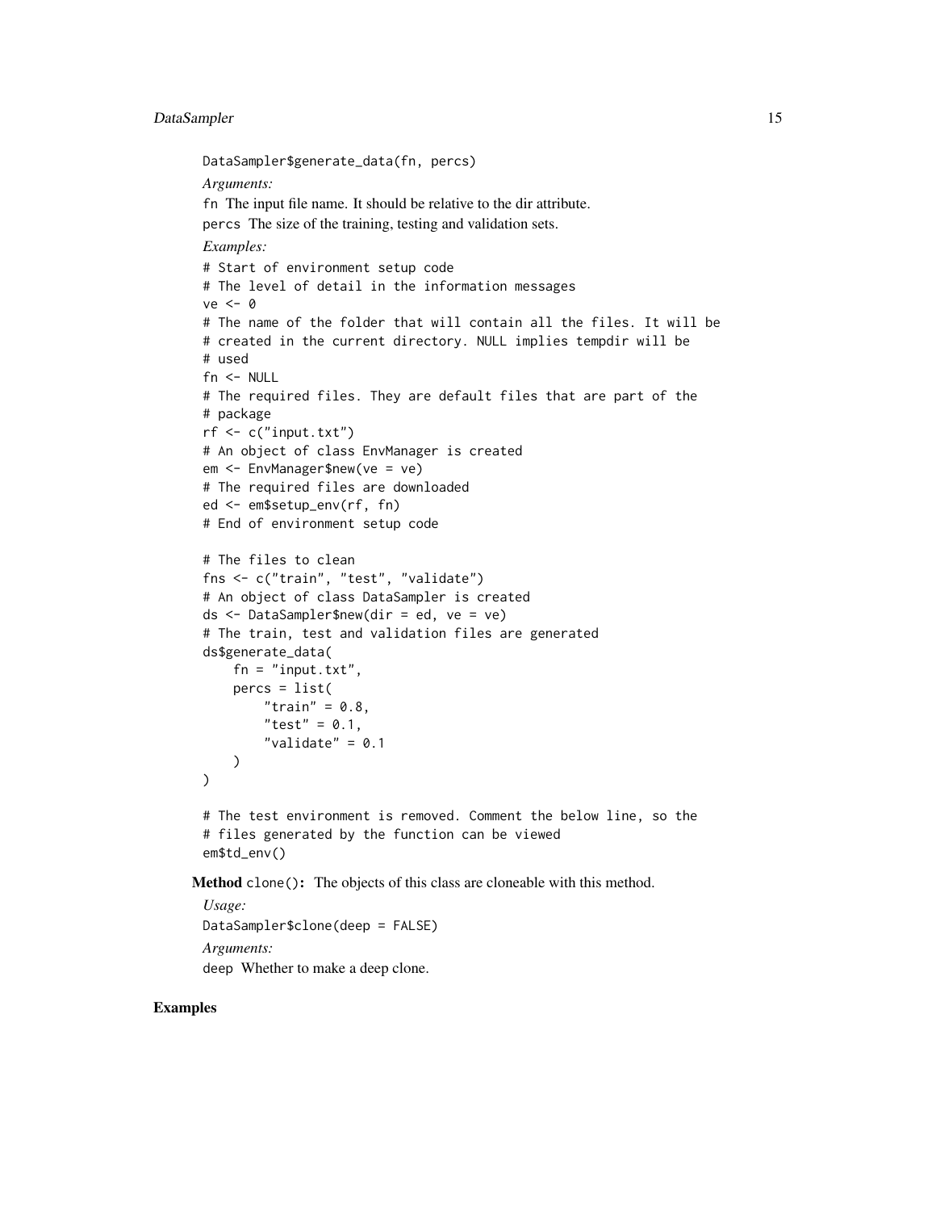```
DataSampler$generate_data(fn, percs)
```

*Arguments:*

fn The input file name. It should be relative to the dir attribute.

percs The size of the training, testing and validation sets.

*Examples:*

```
# Start of environment setup code
# The level of detail in the information messages
ve <- 0
# The name of the folder that will contain all the files. It will be
# created in the current directory. NULL implies tempdir will be
# used
fn <- NULL
# The required files. They are default files that are part of the
# package
rf <- c("input.txt")
# An object of class EnvManager is created
em <- EnvManager$new(ve = ve)
# The required files are downloaded
ed <- em$setup_env(rf, fn)
# End of environment setup code

# The files to clean
fns <- c("train", "test", "validate")
# An object of class DataSampler is created
ds <- DataSampler$new(dir = ed, ve = ve)
# The train, test and validation files are generated
ds$generate_data(
    fn = "input.txt",
    percs = list(
        "train" = 0.8,
        "test" = 0.1,
        "validate" = 0.1
    )
)

# The test environment is removed. Comment the below line, so the
# files generated by the function can be viewed
em$td_env()
```

**Method** `clone()`**:** The objects of this class are cloneable with this method.

*Usage:*

```
DataSampler$clone(deep = FALSE)
```

*Arguments:*

deep Whether to make a deep clone.

**Examples**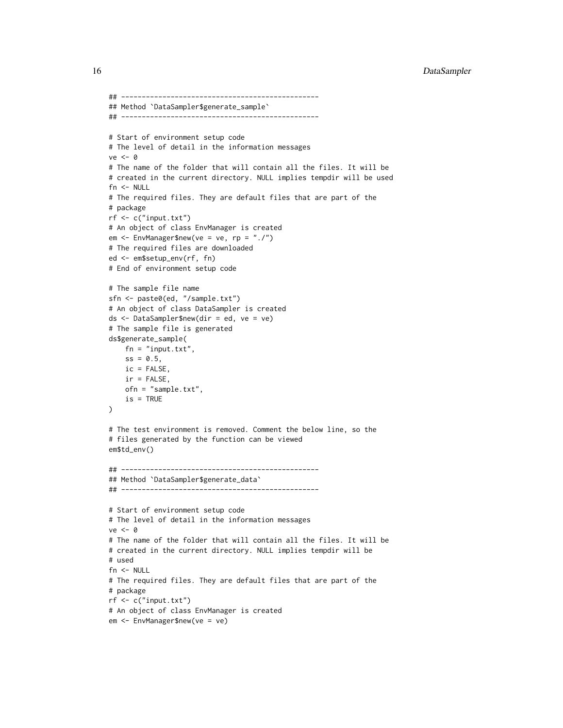```
## ------------------------------------------------
## Method `DataSampler$generate_sample`
## ------------------------------------------------

# Start of environment setup code
# The level of detail in the information messages
ve <- 0
# The name of the folder that will contain all the files. It will be
# created in the current directory. NULL implies tempdir will be used
fn <- NULL
# The required files. They are default files that are part of the
# package
rf <- c("input.txt")
# An object of class EnvManager is created
em <- EnvManager$new(ve = ve, rp = "./")
# The required files are downloaded
ed <- em$setup_env(rf, fn)
# End of environment setup code

# The sample file name
sfn <- paste0(ed, "/sample.txt")
# An object of class DataSampler is created
ds <- DataSampler$new(dir = ed, ve = ve)
# The sample file is generated
ds$generate_sample(
    fn = "input.txt",
    ss = 0.5,
    ic = FALSE,
    ir = FALSE,
    ofn = "sample.txt",
    is = TRUE
)

# The test environment is removed. Comment the below line, so the
# files generated by the function can be viewed
em$td_env()

## ------------------------------------------------
## Method `DataSampler$generate_data`
## ------------------------------------------------

# Start of environment setup code
# The level of detail in the information messages
ve <- 0
# The name of the folder that will contain all the files. It will be
# created in the current directory. NULL implies tempdir will be
# used
fn <- NULL
# The required files. They are default files that are part of the
# package
rf <- c("input.txt")
# An object of class EnvManager is created
em <- EnvManager$new(ve = ve)
```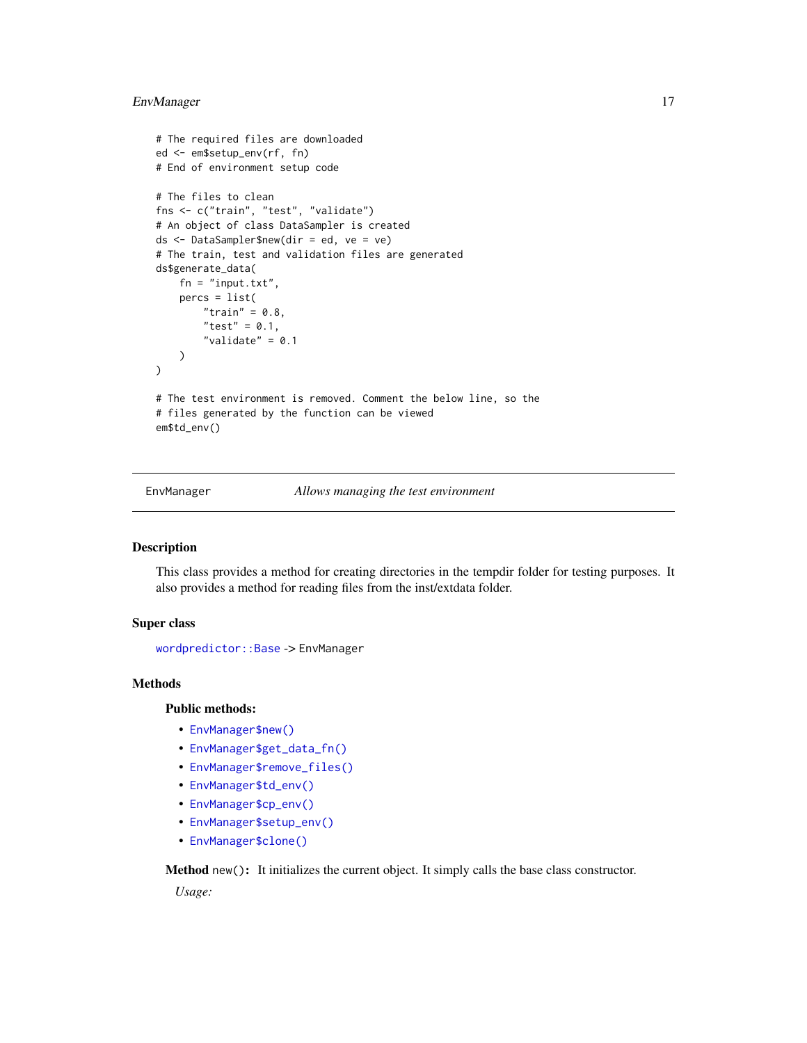```
# The required files are downloaded
ed <- em$setup_env(rf, fn)
# End of environment setup code

# The files to clean
fns <- c("train", "test", "validate")
# An object of class DataSampler is created
ds <- DataSampler$new(dir = ed, ve = ve)
# The train, test and validation files are generated
ds$generate_data(
    fn = "input.txt",
    percs = list(
        "train" = 0.8,
        "test" = 0.1,
        "validate" = 0.1
    )
)

# The test environment is removed. Comment the below line, so the
# files generated by the function can be viewed
em$td_env()
```

---

EnvManager — *Allows managing the test environment*

---

## Description

This class provides a method for creating directories in the tempdir folder for testing purposes. It also provides a method for reading files from the inst/extdata folder.

## Super class

`wordpredictor::Base` -> `EnvManager`

## Methods

### Public methods:

- `EnvManager$new()`
- `EnvManager$get_data_fn()`
- `EnvManager$remove_files()`
- `EnvManager$td_env()`
- `EnvManager$cp_env()`
- `EnvManager$setup_env()`
- `EnvManager$clone()`

**Method** `new()`: It initializes the current object. It simply calls the base class constructor.

*Usage:*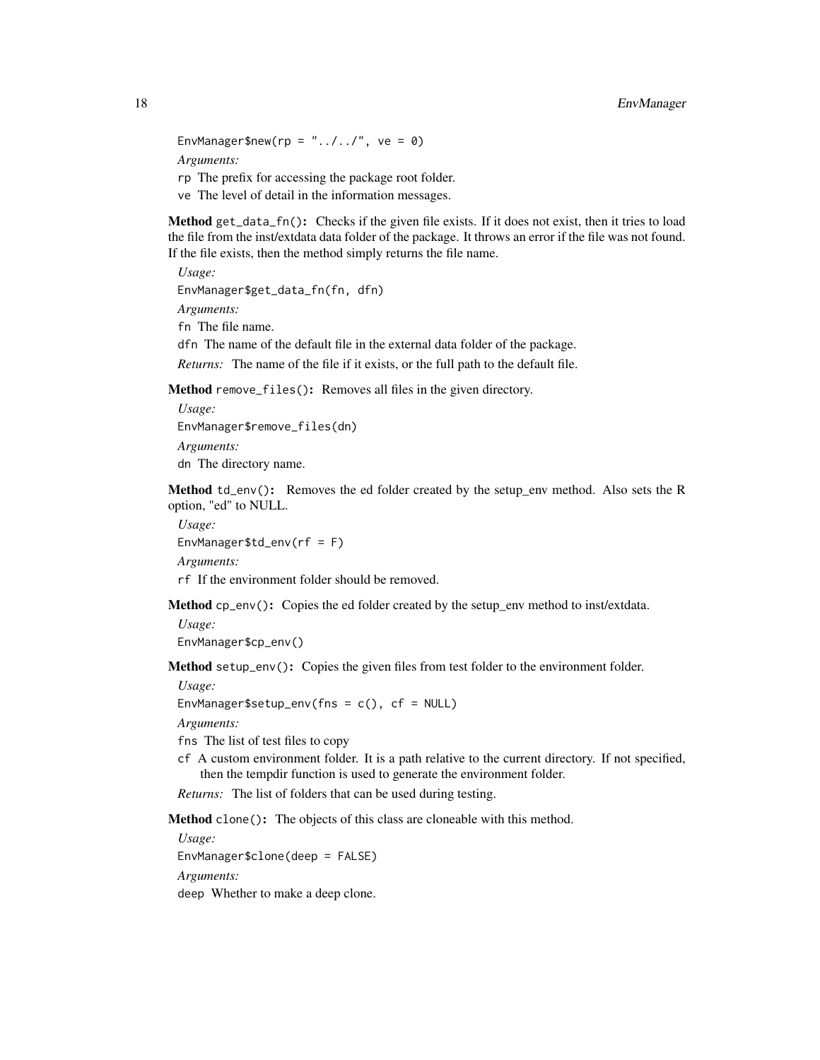```
EnvManager$new(rp = "../../", ve = 0)
```

*Arguments:*

`rp` The prefix for accessing the package root folder.

`ve` The level of detail in the information messages.

**Method** `get_data_fn()`**:** Checks if the given file exists. If it does not exist, then it tries to load the file from the inst/extdata data folder of the package. It throws an error if the file was not found. If the file exists, then the method simply returns the file name.

*Usage:*

```
EnvManager$get_data_fn(fn, dfn)
```

*Arguments:*

`fn` The file name.

`dfn` The name of the default file in the external data folder of the package.

*Returns:* The name of the file if it exists, or the full path to the default file.

**Method** `remove_files()`**:** Removes all files in the given directory.

*Usage:*

```
EnvManager$remove_files(dn)
```

*Arguments:*

`dn` The directory name.

**Method** `td_env()`**:** Removes the ed folder created by the setup_env method. Also sets the R option, "ed" to NULL.

*Usage:*

```
EnvManager$td_env(rf = F)
```

*Arguments:*

`rf` If the environment folder should be removed.

**Method** `cp_env()`**:** Copies the ed folder created by the setup_env method to inst/extdata.

*Usage:*

```
EnvManager$cp_env()
```

**Method** `setup_env()`**:** Copies the given files from test folder to the environment folder.

*Usage:*

```
EnvManager$setup_env(fns = c(), cf = NULL)
```

*Arguments:*

`fns` The list of test files to copy

`cf` A custom environment folder. It is a path relative to the current directory. If not specified, then the tempdir function is used to generate the environment folder.

*Returns:* The list of folders that can be used during testing.

**Method** `clone()`**:** The objects of this class are cloneable with this method.

*Usage:*

```
EnvManager$clone(deep = FALSE)
```

*Arguments:*

`deep` Whether to make a deep clone.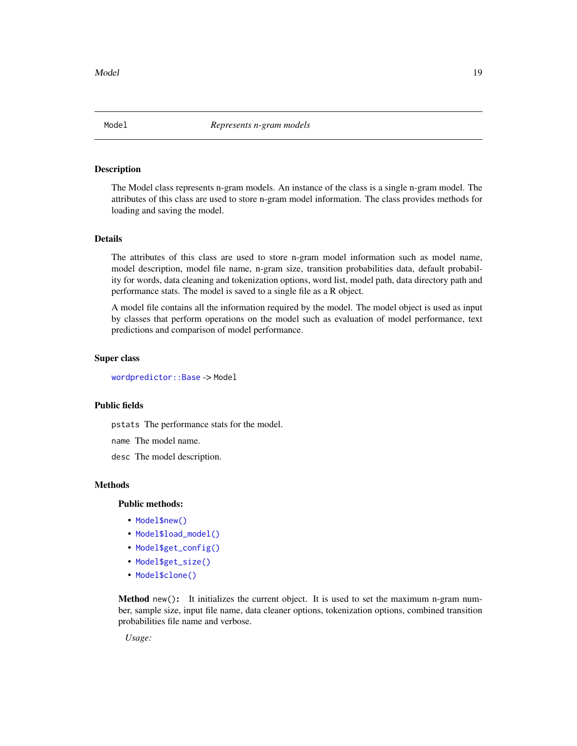## Model — *Represents n-gram models*

### Description

The Model class represents n-gram models. An instance of the class is a single n-gram model. The attributes of this class are used to store n-gram model information. The class provides methods for loading and saving the model.

### Details

The attributes of this class are used to store n-gram model information such as model name, model description, model file name, n-gram size, transition probabilities data, default probability for words, data cleaning and tokenization options, word list, model path, data directory path and performance stats. The model is saved to a single file as a R object.

A model file contains all the information required by the model. The model object is used as input by classes that perform operations on the model such as evaluation of model performance, text predictions and comparison of model performance.

### Super class

`wordpredictor::Base` -> `Model`

### Public fields

`pstats` The performance stats for the model.

`name` The model name.

`desc` The model description.

### Methods

#### Public methods:

- `Model$new()`
- `Model$load_model()`
- `Model$get_config()`
- `Model$get_size()`
- `Model$clone()`

**Method** `new()`**:** It initializes the current object. It is used to set the maximum n-gram number, sample size, input file name, data cleaner options, tokenization options, combined transition probabilities file name and verbose.

*Usage:*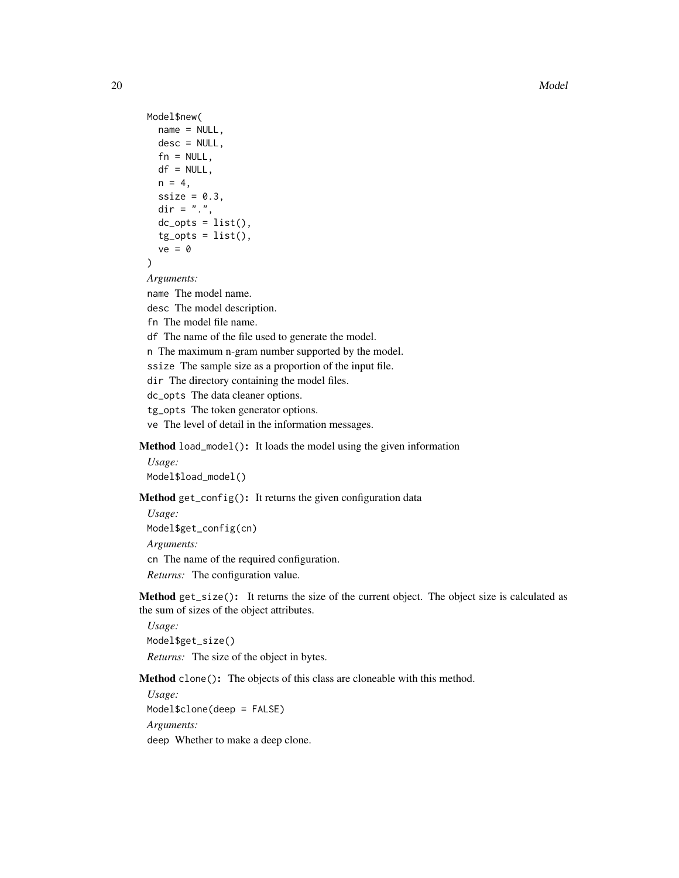```
Model$new(
  name = NULL,
  desc = NULL,
  fn = NULL,
  df = NULL,
  n = 4,
  ssize = 0.3,
  dir = ".",
  dc_opts = list(),
  tg_opts = list(),
  ve = 0
)
```

*Arguments:*

`name` The model name.

`desc` The model description.

`fn` The model file name.

`df` The name of the file used to generate the model.

`n` The maximum n-gram number supported by the model.

`ssize` The sample size as a proportion of the input file.

`dir` The directory containing the model files.

`dc_opts` The data cleaner options.

`tg_opts` The token generator options.

`ve` The level of detail in the information messages.

**Method** `load_model()`**:** It loads the model using the given information

*Usage:*

```
Model$load_model()
```

**Method** `get_config()`**:** It returns the given configuration data

*Usage:*

```
Model$get_config(cn)
```

*Arguments:*

`cn` The name of the required configuration.

*Returns:* The configuration value.

**Method** `get_size()`**:** It returns the size of the current object. The object size is calculated as the sum of sizes of the object attributes.

*Usage:*

```
Model$get_size()
```

*Returns:* The size of the object in bytes.

**Method** `clone()`**:** The objects of this class are cloneable with this method.

*Usage:*

```
Model$clone(deep = FALSE)
```

*Arguments:*

`deep` Whether to make a deep clone.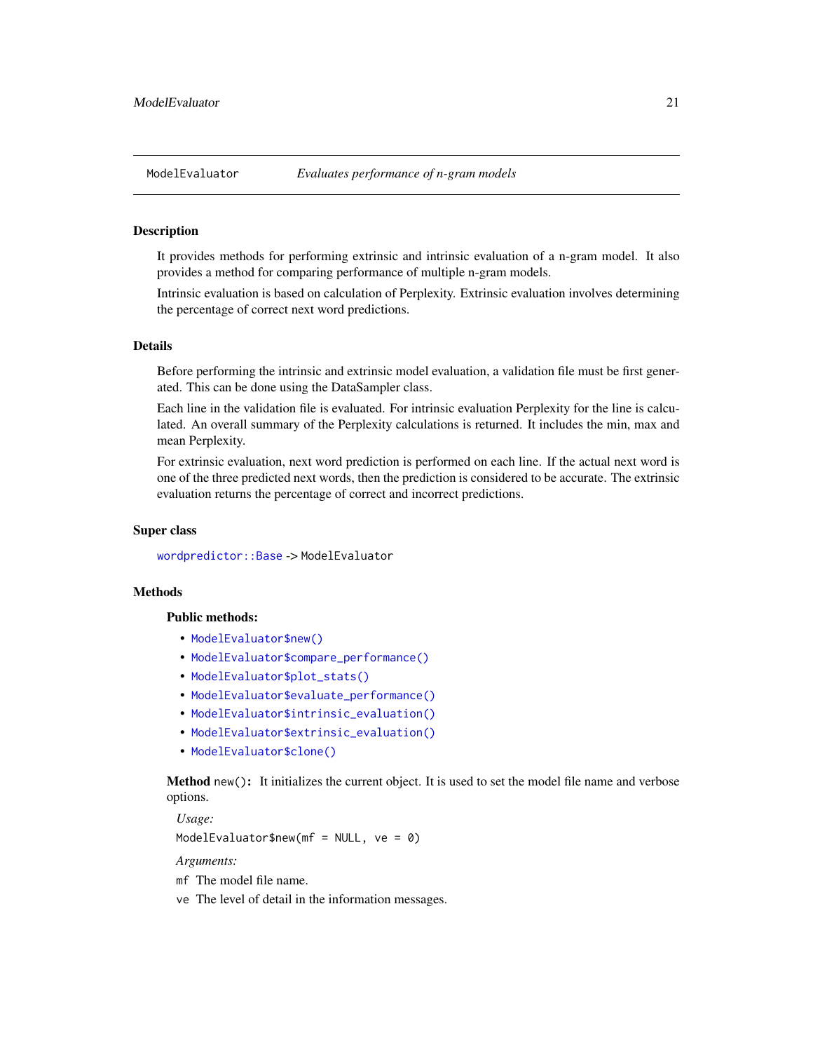## ModelEvaluator — *Evaluates performance of n-gram models*

### Description

It provides methods for performing extrinsic and intrinsic evaluation of a n-gram model. It also provides a method for comparing performance of multiple n-gram models.

Intrinsic evaluation is based on calculation of Perplexity. Extrinsic evaluation involves determining the percentage of correct next word predictions.

### Details

Before performing the intrinsic and extrinsic model evaluation, a validation file must be first generated. This can be done using the DataSampler class.

Each line in the validation file is evaluated. For intrinsic evaluation Perplexity for the line is calculated. An overall summary of the Perplexity calculations is returned. It includes the min, max and mean Perplexity.

For extrinsic evaluation, next word prediction is performed on each line. If the actual next word is one of the three predicted next words, then the prediction is considered to be accurate. The extrinsic evaluation returns the percentage of correct and incorrect predictions.

### Super class

`wordpredictor::Base` -> `ModelEvaluator`

### Methods

#### Public methods:

- `ModelEvaluator$new()`
- `ModelEvaluator$compare_performance()`
- `ModelEvaluator$plot_stats()`
- `ModelEvaluator$evaluate_performance()`
- `ModelEvaluator$intrinsic_evaluation()`
- `ModelEvaluator$extrinsic_evaluation()`
- `ModelEvaluator$clone()`

**Method** `new()`**:** It initializes the current object. It is used to set the model file name and verbose options.

*Usage:*

```
ModelEvaluator$new(mf = NULL, ve = 0)
```

*Arguments:*

`mf` The model file name.

`ve` The level of detail in the information messages.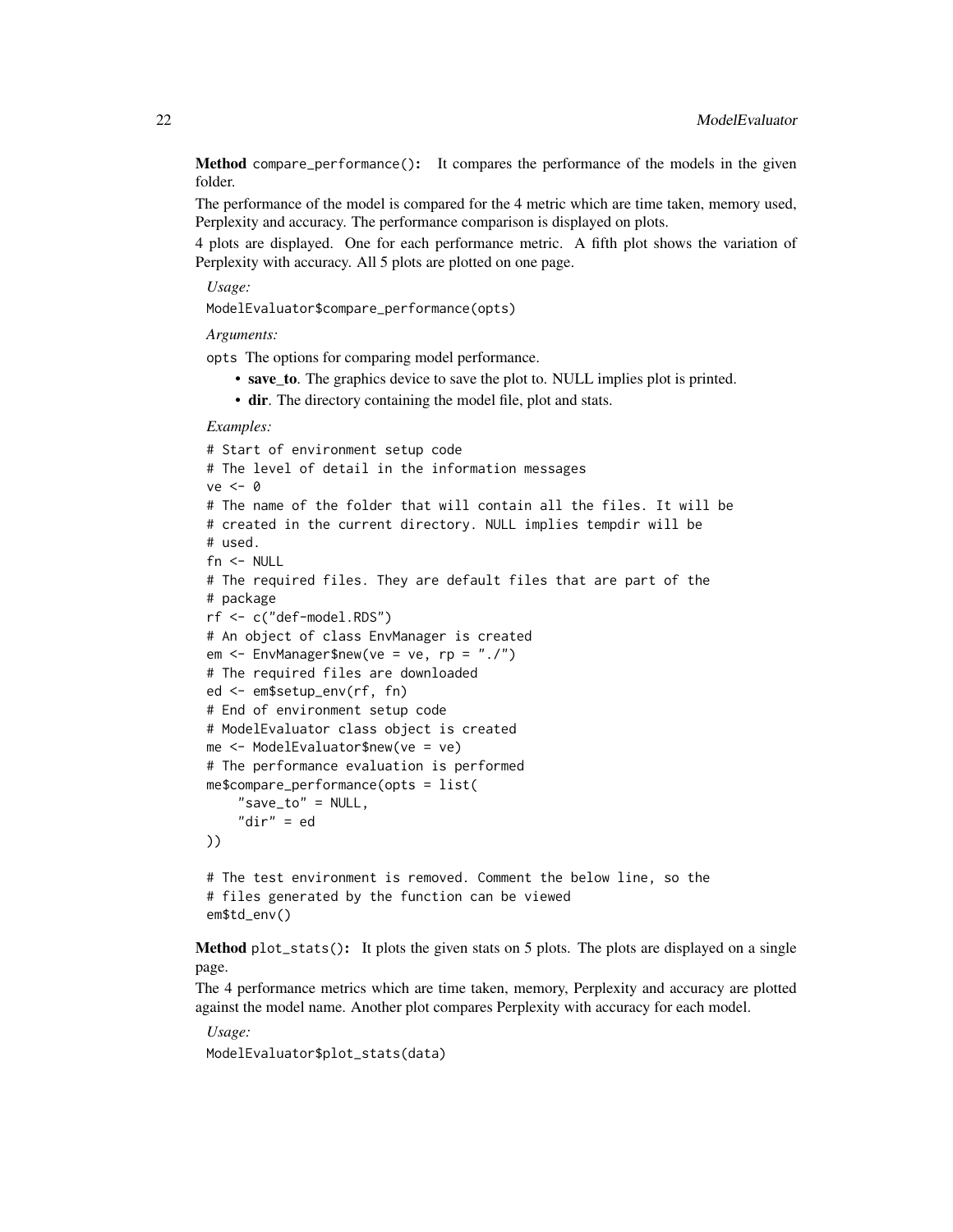**Method** `compare_performance()`**:** It compares the performance of the models in the given folder.

The performance of the model is compared for the 4 metric which are time taken, memory used, Perplexity and accuracy. The performance comparison is displayed on plots.

4 plots are displayed. One for each performance metric. A fifth plot shows the variation of Perplexity with accuracy. All 5 plots are plotted on one page.

*Usage:*

```
ModelEvaluator$compare_performance(opts)
```

*Arguments:*

`opts` The options for comparing model performance.

- **save_to**. The graphics device to save the plot to. NULL implies plot is printed.
- **dir**. The directory containing the model file, plot and stats.

*Examples:*

```
# Start of environment setup code
# The level of detail in the information messages
ve <- 0
# The name of the folder that will contain all the files. It will be
# created in the current directory. NULL implies tempdir will be
# used.
fn <- NULL
# The required files. They are default files that are part of the
# package
rf <- c("def-model.RDS")
# An object of class EnvManager is created
em <- EnvManager$new(ve = ve, rp = "./")
# The required files are downloaded
ed <- em$setup_env(rf, fn)
# End of environment setup code
# ModelEvaluator class object is created
me <- ModelEvaluator$new(ve = ve)
# The performance evaluation is performed
me$compare_performance(opts = list(
    "save_to" = NULL,
    "dir" = ed
))

# The test environment is removed. Comment the below line, so the
# files generated by the function can be viewed
em$td_env()
```

**Method** `plot_stats()`**:** It plots the given stats on 5 plots. The plots are displayed on a single page.

The 4 performance metrics which are time taken, memory, Perplexity and accuracy are plotted against the model name. Another plot compares Perplexity with accuracy for each model.

*Usage:*

```
ModelEvaluator$plot_stats(data)
```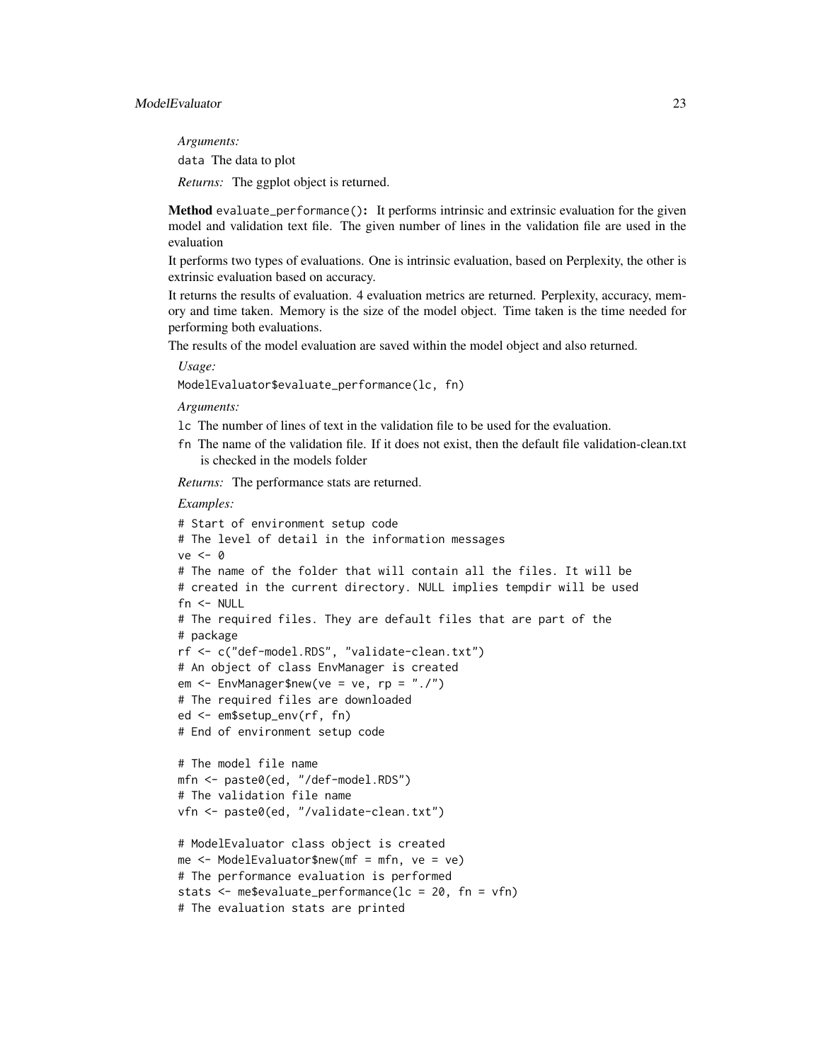*Arguments:*

`data` The data to plot

*Returns:* The ggplot object is returned.

**Method** `evaluate_performance()`**:** It performs intrinsic and extrinsic evaluation for the given model and validation text file. The given number of lines in the validation file are used in the evaluation

It performs two types of evaluations. One is intrinsic evaluation, based on Perplexity, the other is extrinsic evaluation based on accuracy.

It returns the results of evaluation. 4 evaluation metrics are returned. Perplexity, accuracy, memory and time taken. Memory is the size of the model object. Time taken is the time needed for performing both evaluations.

The results of the model evaluation are saved within the model object and also returned.

*Usage:*

```
ModelEvaluator$evaluate_performance(lc, fn)
```

*Arguments:*

- `lc` The number of lines of text in the validation file to be used for the evaluation.
- `fn` The name of the validation file. If it does not exist, then the default file validation-clean.txt is checked in the models folder

*Returns:* The performance stats are returned.

*Examples:*

```
# Start of environment setup code
# The level of detail in the information messages
ve <- 0
# The name of the folder that will contain all the files. It will be
# created in the current directory. NULL implies tempdir will be used
fn <- NULL
# The required files. They are default files that are part of the
# package
rf <- c("def-model.RDS", "validate-clean.txt")
# An object of class EnvManager is created
em <- EnvManager$new(ve = ve, rp = "./")
# The required files are downloaded
ed <- em$setup_env(rf, fn)
# End of environment setup code

# The model file name
mfn <- paste0(ed, "/def-model.RDS")
# The validation file name
vfn <- paste0(ed, "/validate-clean.txt")

# ModelEvaluator class object is created
me <- ModelEvaluator$new(mf = mfn, ve = ve)
# The performance evaluation is performed
stats <- me$evaluate_performance(lc = 20, fn = vfn)
# The evaluation stats are printed
```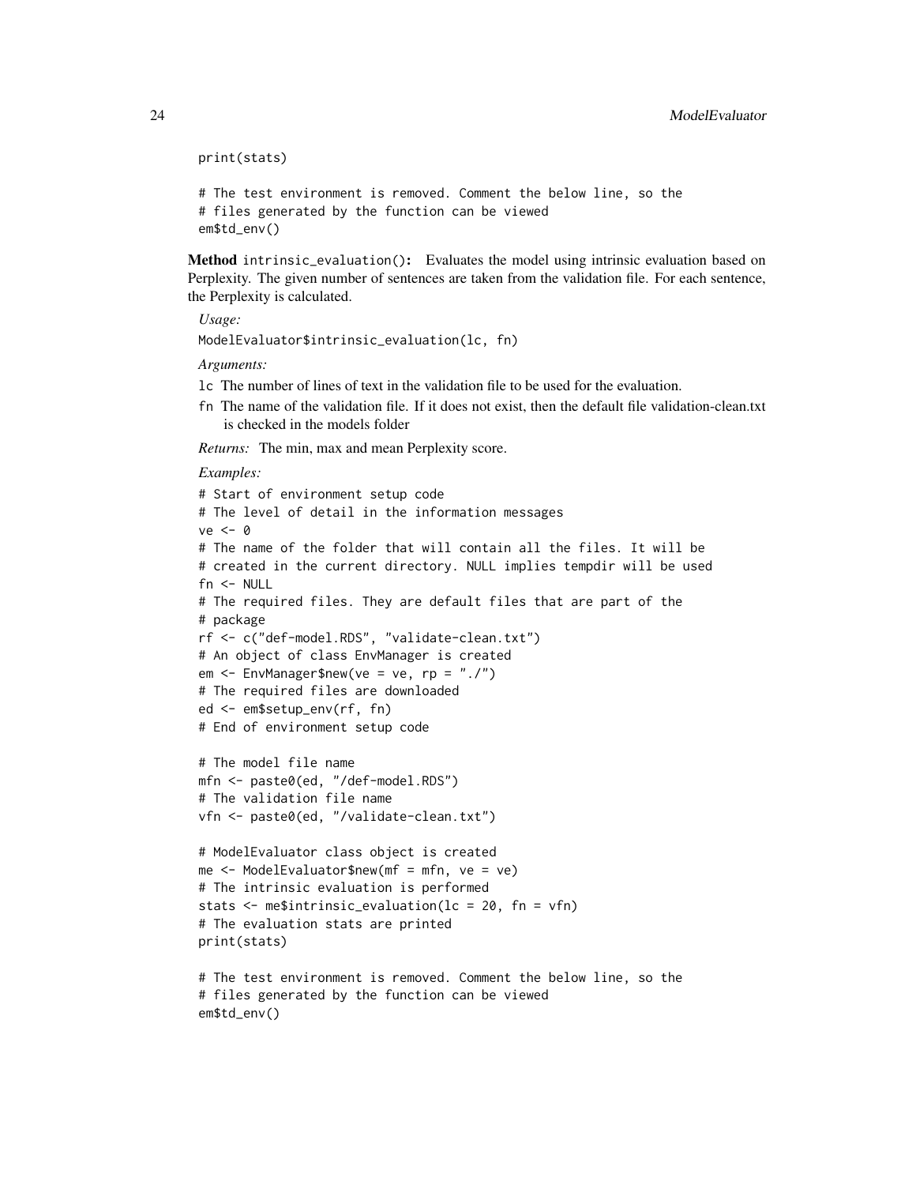```
print(stats)

# The test environment is removed. Comment the below line, so the
# files generated by the function can be viewed
em$td_env()
```

**Method** `intrinsic_evaluation()`**:** Evaluates the model using intrinsic evaluation based on Perplexity. The given number of sentences are taken from the validation file. For each sentence, the Perplexity is calculated.

*Usage:*

```
ModelEvaluator$intrinsic_evaluation(lc, fn)
```

*Arguments:*

- `lc` The number of lines of text in the validation file to be used for the evaluation.
- `fn` The name of the validation file. If it does not exist, then the default file validation-clean.txt is checked in the models folder

*Returns:* The min, max and mean Perplexity score.

*Examples:*

```
# Start of environment setup code
# The level of detail in the information messages
ve <- 0
# The name of the folder that will contain all the files. It will be
# created in the current directory. NULL implies tempdir will be used
fn <- NULL
# The required files. They are default files that are part of the
# package
rf <- c("def-model.RDS", "validate-clean.txt")
# An object of class EnvManager is created
em <- EnvManager$new(ve = ve, rp = "./")
# The required files are downloaded
ed <- em$setup_env(rf, fn)
# End of environment setup code

# The model file name
mfn <- paste0(ed, "/def-model.RDS")
# The validation file name
vfn <- paste0(ed, "/validate-clean.txt")

# ModelEvaluator class object is created
me <- ModelEvaluator$new(mf = mfn, ve = ve)
# The intrinsic evaluation is performed
stats <- me$intrinsic_evaluation(lc = 20, fn = vfn)
# The evaluation stats are printed
print(stats)

# The test environment is removed. Comment the below line, so the
# files generated by the function can be viewed
em$td_env()
```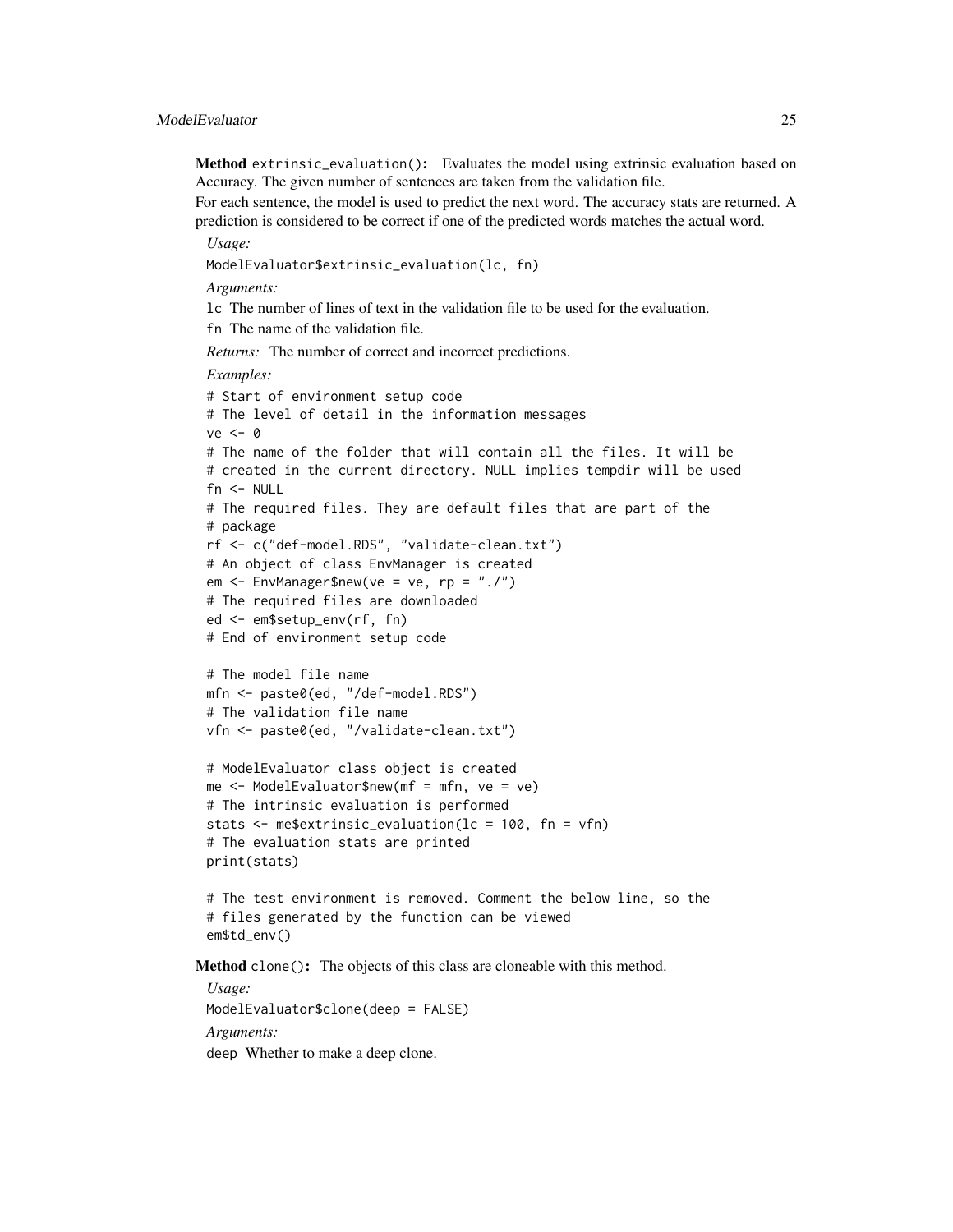**Method** `extrinsic_evaluation()`**:** Evaluates the model using extrinsic evaluation based on Accuracy. The given number of sentences are taken from the validation file.

For each sentence, the model is used to predict the next word. The accuracy stats are returned. A prediction is considered to be correct if one of the predicted words matches the actual word.

*Usage:*

```
ModelEvaluator$extrinsic_evaluation(lc, fn)
```

*Arguments:*

`lc` The number of lines of text in the validation file to be used for the evaluation.

`fn` The name of the validation file.

*Returns:* The number of correct and incorrect predictions.

*Examples:*

```
# Start of environment setup code
# The level of detail in the information messages
ve <- 0
# The name of the folder that will contain all the files. It will be
# created in the current directory. NULL implies tempdir will be used
fn <- NULL
# The required files. They are default files that are part of the
# package
rf <- c("def-model.RDS", "validate-clean.txt")
# An object of class EnvManager is created
em <- EnvManager$new(ve = ve, rp = "./")
# The required files are downloaded
ed <- em$setup_env(rf, fn)
# End of environment setup code

# The model file name
mfn <- paste0(ed, "/def-model.RDS")
# The validation file name
vfn <- paste0(ed, "/validate-clean.txt")

# ModelEvaluator class object is created
me <- ModelEvaluator$new(mf = mfn, ve = ve)
# The intrinsic evaluation is performed
stats <- me$extrinsic_evaluation(lc = 100, fn = vfn)
# The evaluation stats are printed
print(stats)

# The test environment is removed. Comment the below line, so the
# files generated by the function can be viewed
em$td_env()
```

**Method** `clone()`**:** The objects of this class are cloneable with this method.

*Usage:*

```
ModelEvaluator$clone(deep = FALSE)
```

*Arguments:*

`deep` Whether to make a deep clone.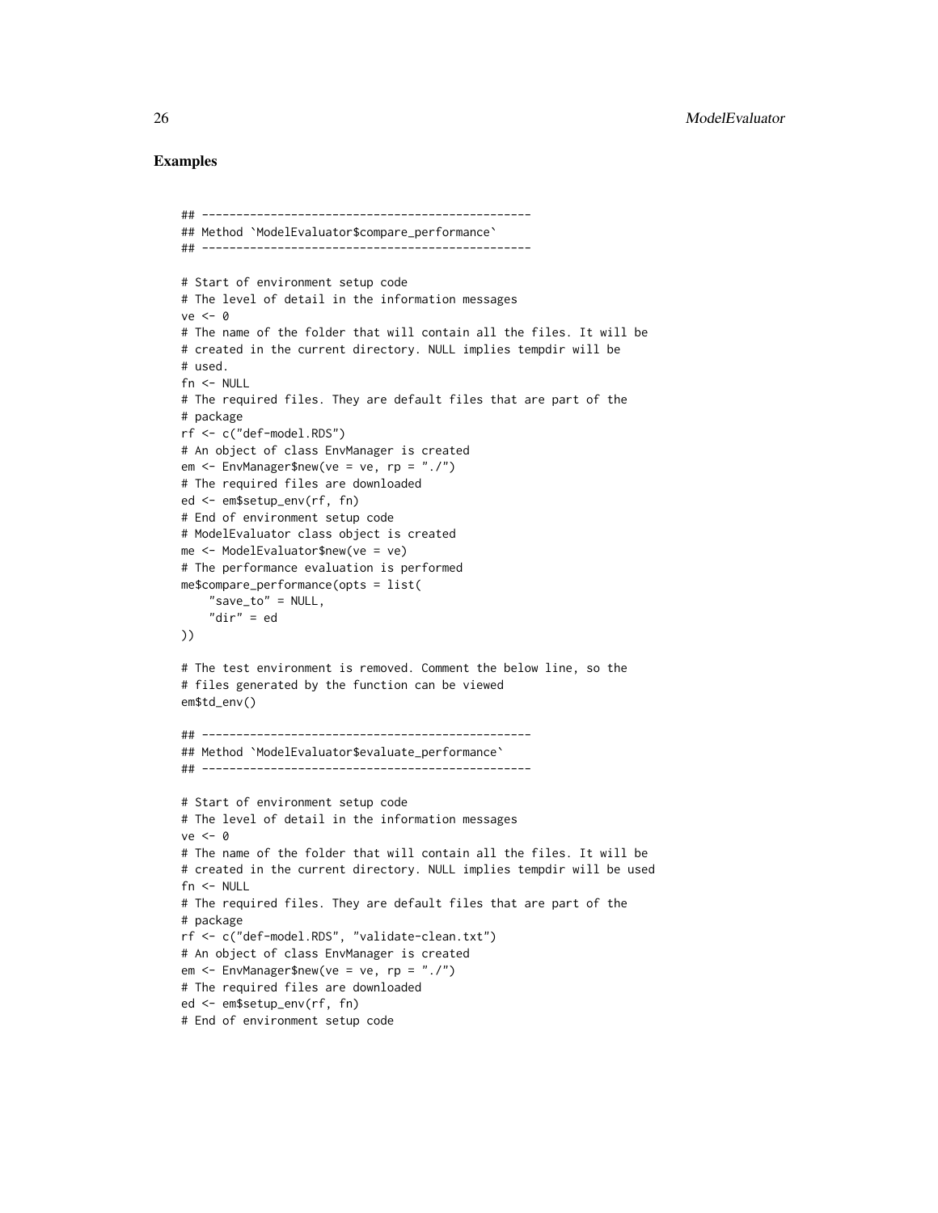### Examples

```
## ------------------------------------------------
## Method `ModelEvaluator$compare_performance`
## ------------------------------------------------

# Start of environment setup code
# The level of detail in the information messages
ve <- 0
# The name of the folder that will contain all the files. It will be
# created in the current directory. NULL implies tempdir will be
# used.
fn <- NULL
# The required files. They are default files that are part of the
# package
rf <- c("def-model.RDS")
# An object of class EnvManager is created
em <- EnvManager$new(ve = ve, rp = "./")
# The required files are downloaded
ed <- em$setup_env(rf, fn)
# End of environment setup code
# ModelEvaluator class object is created
me <- ModelEvaluator$new(ve = ve)
# The performance evaluation is performed
me$compare_performance(opts = list(
    "save_to" = NULL,
    "dir" = ed
))

# The test environment is removed. Comment the below line, so the
# files generated by the function can be viewed
em$td_env()

## ------------------------------------------------
## Method `ModelEvaluator$evaluate_performance`
## ------------------------------------------------

# Start of environment setup code
# The level of detail in the information messages
ve <- 0
# The name of the folder that will contain all the files. It will be
# created in the current directory. NULL implies tempdir will be used
fn <- NULL
# The required files. They are default files that are part of the
# package
rf <- c("def-model.RDS", "validate-clean.txt")
# An object of class EnvManager is created
em <- EnvManager$new(ve = ve, rp = "./")
# The required files are downloaded
ed <- em$setup_env(rf, fn)
# End of environment setup code
```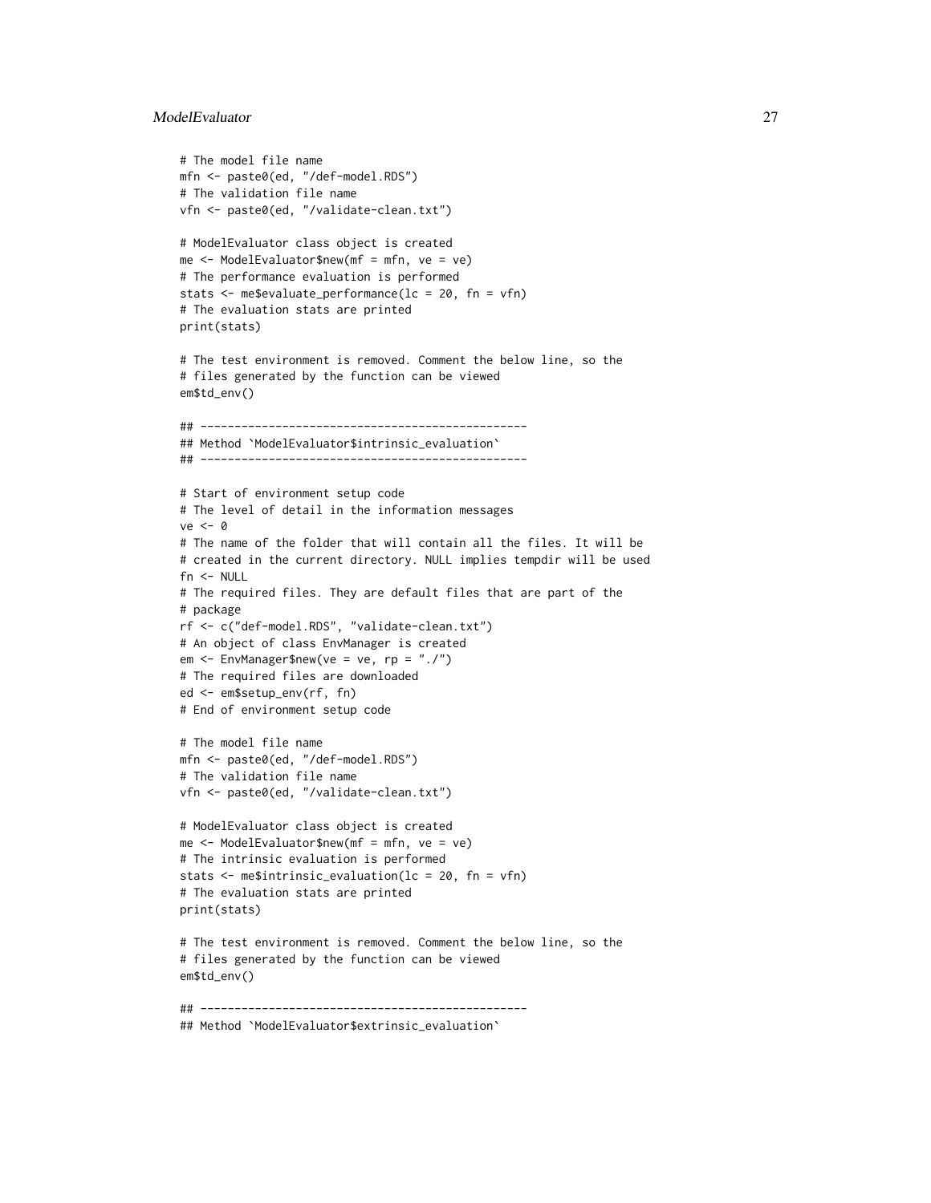```
# The model file name
mfn <- paste0(ed, "/def-model.RDS")
# The validation file name
vfn <- paste0(ed, "/validate-clean.txt")

# ModelEvaluator class object is created
me <- ModelEvaluator$new(mf = mfn, ve = ve)
# The performance evaluation is performed
stats <- me$evaluate_performance(lc = 20, fn = vfn)
# The evaluation stats are printed
print(stats)

# The test environment is removed. Comment the below line, so the
# files generated by the function can be viewed
em$td_env()

## ------------------------------------------------
## Method `ModelEvaluator$intrinsic_evaluation`
## ------------------------------------------------

# Start of environment setup code
# The level of detail in the information messages
ve <- 0
# The name of the folder that will contain all the files. It will be
# created in the current directory. NULL implies tempdir will be used
fn <- NULL
# The required files. They are default files that are part of the
# package
rf <- c("def-model.RDS", "validate-clean.txt")
# An object of class EnvManager is created
em <- EnvManager$new(ve = ve, rp = "./")
# The required files are downloaded
ed <- em$setup_env(rf, fn)
# End of environment setup code

# The model file name
mfn <- paste0(ed, "/def-model.RDS")
# The validation file name
vfn <- paste0(ed, "/validate-clean.txt")

# ModelEvaluator class object is created
me <- ModelEvaluator$new(mf = mfn, ve = ve)
# The intrinsic evaluation is performed
stats <- me$intrinsic_evaluation(lc = 20, fn = vfn)
# The evaluation stats are printed
print(stats)

# The test environment is removed. Comment the below line, so the
# files generated by the function can be viewed
em$td_env()

## ------------------------------------------------
## Method `ModelEvaluator$extrinsic_evaluation`
```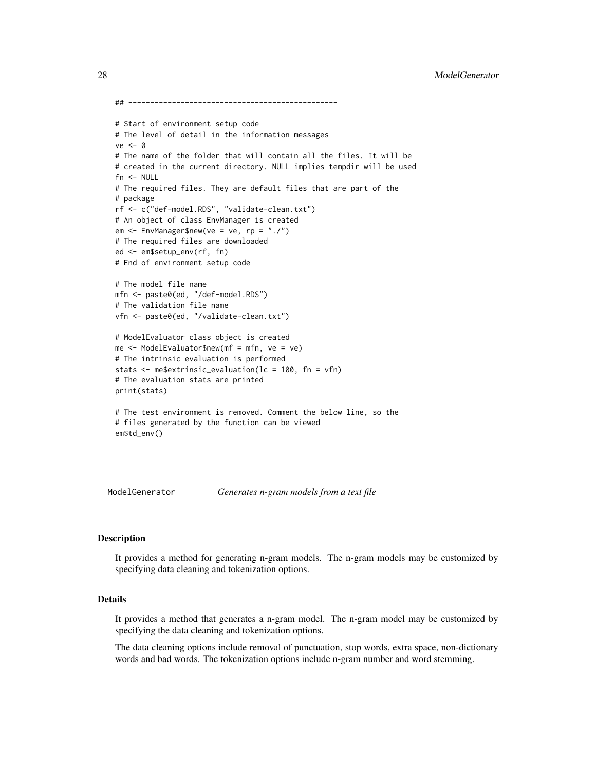```
## ------------------------------------------------

# Start of environment setup code
# The level of detail in the information messages
ve <- 0
# The name of the folder that will contain all the files. It will be
# created in the current directory. NULL implies tempdir will be used
fn <- NULL
# The required files. They are default files that are part of the
# package
rf <- c("def-model.RDS", "validate-clean.txt")
# An object of class EnvManager is created
em <- EnvManager$new(ve = ve, rp = "./")
# The required files are downloaded
ed <- em$setup_env(rf, fn)
# End of environment setup code

# The model file name
mfn <- paste0(ed, "/def-model.RDS")
# The validation file name
vfn <- paste0(ed, "/validate-clean.txt")

# ModelEvaluator class object is created
me <- ModelEvaluator$new(mf = mfn, ve = ve)
# The intrinsic evaluation is performed
stats <- me$extrinsic_evaluation(lc = 100, fn = vfn)
# The evaluation stats are printed
print(stats)

# The test environment is removed. Comment the below line, so the
# files generated by the function can be viewed
em$td_env()
```

---

`ModelGenerator` *Generates n-gram models from a text file*

---

### Description

It provides a method for generating n-gram models. The n-gram models may be customized by specifying data cleaning and tokenization options.

### Details

It provides a method that generates a n-gram model. The n-gram model may be customized by specifying the data cleaning and tokenization options.

The data cleaning options include removal of punctuation, stop words, extra space, non-dictionary words and bad words. The tokenization options include n-gram number and word stemming.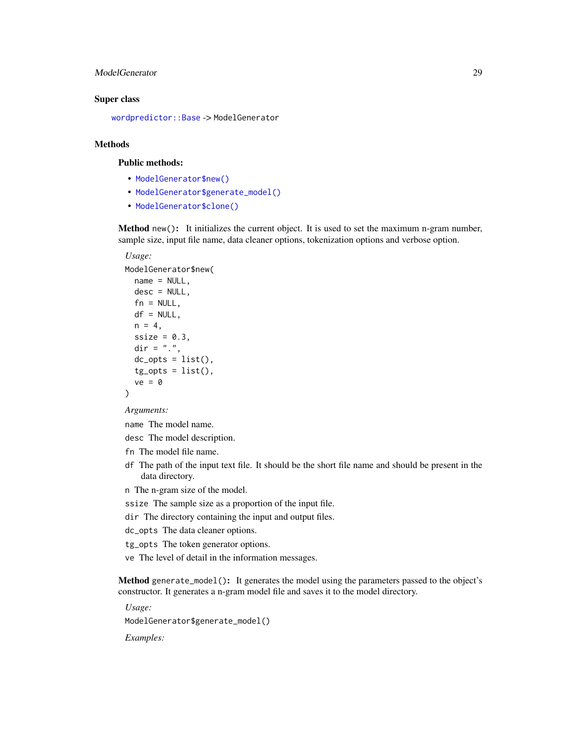### Super class

`wordpredictor::Base` -> `ModelGenerator`

### Methods

#### Public methods:

- `ModelGenerator$new()`
- `ModelGenerator$generate_model()`
- `ModelGenerator$clone()`

**Method** `new()`: It initializes the current object. It is used to set the maximum n-gram number, sample size, input file name, data cleaner options, tokenization options and verbose option.

*Usage:*

```
ModelGenerator$new(
  name = NULL,
  desc = NULL,
  fn = NULL,
  df = NULL,
  n = 4,
  ssize = 0.3,
  dir = ".",
  dc_opts = list(),
  tg_opts = list(),
  ve = 0
)
```

*Arguments:*

`name` The model name.

`desc` The model description.

`fn` The model file name.

`df` The path of the input text file. It should be the short file name and should be present in the data directory.

`n` The n-gram size of the model.

`ssize` The sample size as a proportion of the input file.

`dir` The directory containing the input and output files.

`dc_opts` The data cleaner options.

`tg_opts` The token generator options.

`ve` The level of detail in the information messages.

**Method** `generate_model()`: It generates the model using the parameters passed to the object's constructor. It generates a n-gram model file and saves it to the model directory.

*Usage:*

```
ModelGenerator$generate_model()
```

*Examples:*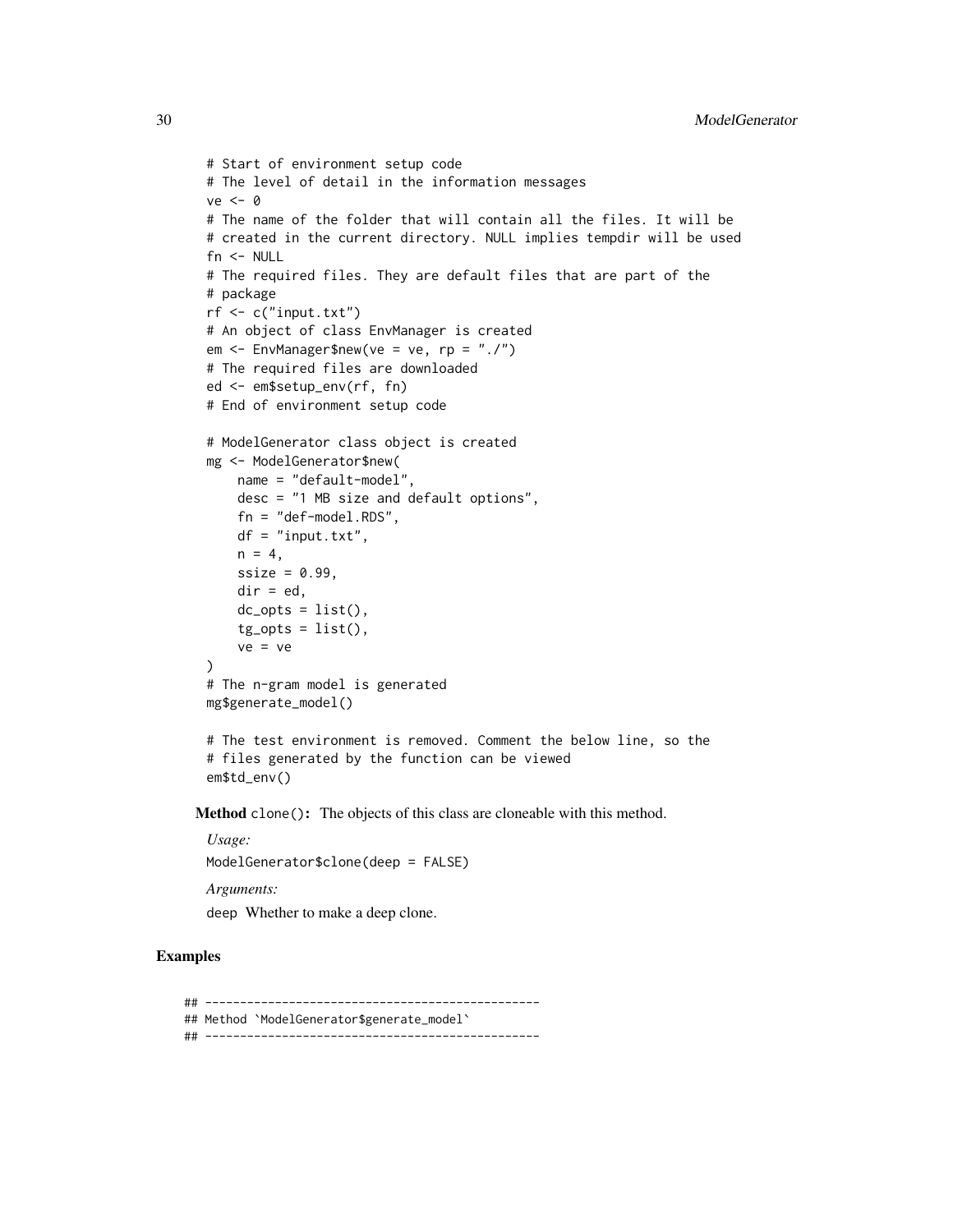```
# Start of environment setup code
# The level of detail in the information messages
ve <- 0
# The name of the folder that will contain all the files. It will be
# created in the current directory. NULL implies tempdir will be used
fn <- NULL
# The required files. They are default files that are part of the
# package
rf <- c("input.txt")
# An object of class EnvManager is created
em <- EnvManager$new(ve = ve, rp = "./")
# The required files are downloaded
ed <- em$setup_env(rf, fn)
# End of environment setup code

# ModelGenerator class object is created
mg <- ModelGenerator$new(
    name = "default-model",
    desc = "1 MB size and default options",
    fn = "def-model.RDS",
    df = "input.txt",
    n = 4,
    ssize = 0.99,
    dir = ed,
    dc_opts = list(),
    tg_opts = list(),
    ve = ve
)
# The n-gram model is generated
mg$generate_model()

# The test environment is removed. Comment the below line, so the
# files generated by the function can be viewed
em$td_env()
```

**Method** `clone()`: The objects of this class are cloneable with this method.

*Usage:*

`ModelGenerator$clone(deep = FALSE)`

*Arguments:*

`deep` Whether to make a deep clone.

## Examples

```
## ------------------------------------------------
## Method `ModelGenerator$generate_model`
## ------------------------------------------------
```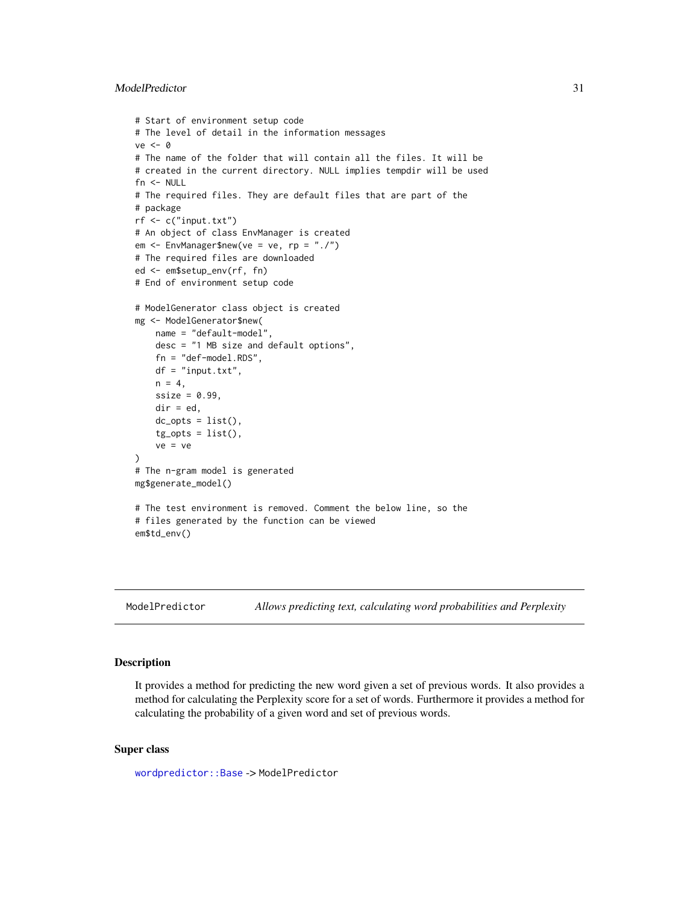```
# Start of environment setup code
# The level of detail in the information messages
ve <- 0
# The name of the folder that will contain all the files. It will be
# created in the current directory. NULL implies tempdir will be used
fn <- NULL
# The required files. They are default files that are part of the
# package
rf <- c("input.txt")
# An object of class EnvManager is created
em <- EnvManager$new(ve = ve, rp = "./")
# The required files are downloaded
ed <- em$setup_env(rf, fn)
# End of environment setup code

# ModelGenerator class object is created
mg <- ModelGenerator$new(
    name = "default-model",
    desc = "1 MB size and default options",
    fn = "def-model.RDS",
    df = "input.txt",
    n = 4,
    ssize = 0.99,
    dir = ed,
    dc_opts = list(),
    tg_opts = list(),
    ve = ve
)
# The n-gram model is generated
mg$generate_model()

# The test environment is removed. Comment the below line, so the
# files generated by the function can be viewed
em$td_env()
```

---

## ModelPredictor — *Allows predicting text, calculating word probabilities and Perplexity*

### Description

It provides a method for predicting the new word given a set of previous words. It also provides a method for calculating the Perplexity score for a set of words. Furthermore it provides a method for calculating the probability of a given word and set of previous words.

### Super class

`wordpredictor::Base` -> `ModelPredictor`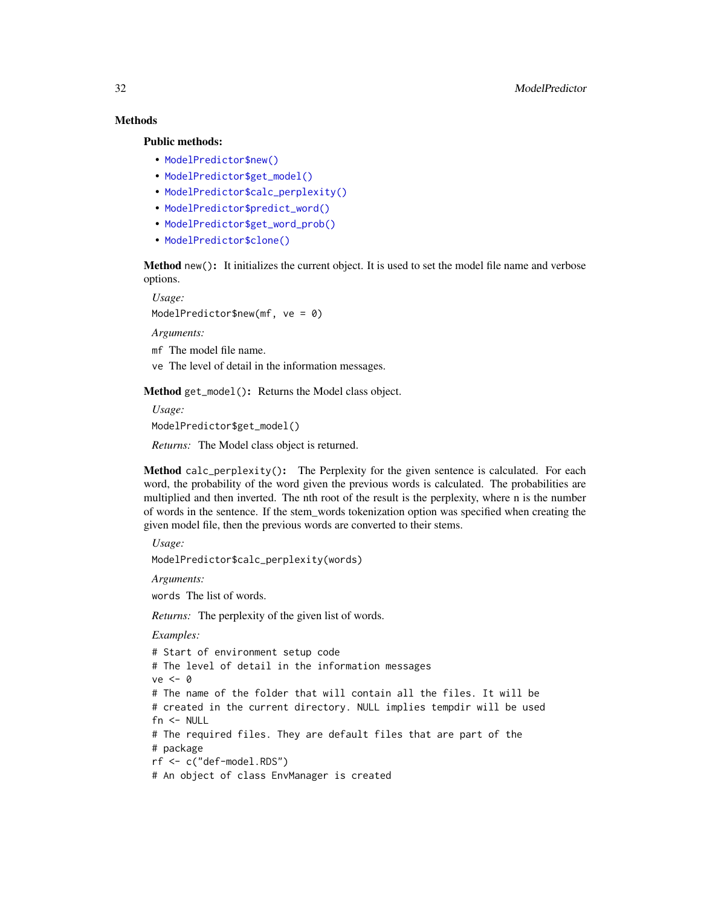### Methods

#### Public methods:

- ModelPredictor$new()
- ModelPredictor$get_model()
- ModelPredictor$calc_perplexity()
- ModelPredictor$predict_word()
- ModelPredictor$get_word_prob()
- ModelPredictor$clone()

**Method** `new()`**:** It initializes the current object. It is used to set the model file name and verbose options.

*Usage:*

```
ModelPredictor$new(mf, ve = 0)
```

*Arguments:*

`mf` The model file name.

`ve` The level of detail in the information messages.

**Method** `get_model()`**:** Returns the Model class object.

*Usage:*

```
ModelPredictor$get_model()
```

*Returns:* The Model class object is returned.

**Method** `calc_perplexity()`**:** The Perplexity for the given sentence is calculated. For each word, the probability of the word given the previous words is calculated. The probabilities are multiplied and then inverted. The nth root of the result is the perplexity, where n is the number of words in the sentence. If the stem_words tokenization option was specified when creating the given model file, then the previous words are converted to their stems.

*Usage:*

```
ModelPredictor$calc_perplexity(words)
```

*Arguments:*

`words` The list of words.

*Returns:* The perplexity of the given list of words.

*Examples:*

```
# Start of environment setup code
# The level of detail in the information messages
ve <- 0
# The name of the folder that will contain all the files. It will be
# created in the current directory. NULL implies tempdir will be used
fn <- NULL
# The required files. They are default files that are part of the
# package
rf <- c("def-model.RDS")
# An object of class EnvManager is created
```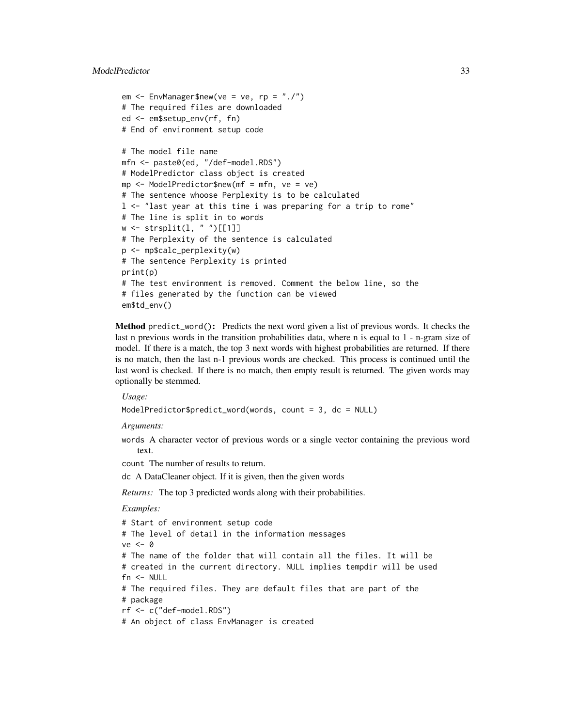```
em <- EnvManager$new(ve = ve, rp = "./")
# The required files are downloaded
ed <- em$setup_env(rf, fn)
# End of environment setup code

# The model file name
mfn <- paste0(ed, "/def-model.RDS")
# ModelPredictor class object is created
mp <- ModelPredictor$new(mf = mfn, ve = ve)
# The sentence whoose Perplexity is to be calculated
l <- "last year at this time i was preparing for a trip to rome"
# The line is split in to words
w <- strsplit(l, " ")[[1]]
# The Perplexity of the sentence is calculated
p <- mp$calc_perplexity(w)
# The sentence Perplexity is printed
print(p)
# The test environment is removed. Comment the below line, so the
# files generated by the function can be viewed
em$td_env()
```

**Method** `predict_word()`**:** Predicts the next word given a list of previous words. It checks the last n previous words in the transition probabilities data, where n is equal to 1 - n-gram size of model. If there is a match, the top 3 next words with highest probabilities are returned. If there is no match, then the last n-1 previous words are checked. This process is continued until the last word is checked. If there is no match, then empty result is returned. The given words may optionally be stemmed.

*Usage:*

```
ModelPredictor$predict_word(words, count = 3, dc = NULL)
```

*Arguments:*

`words` A character vector of previous words or a single vector containing the previous word text.

`count` The number of results to return.

`dc` A DataCleaner object. If it is given, then the given words

*Returns:* The top 3 predicted words along with their probabilities.

*Examples:*

```
# Start of environment setup code
# The level of detail in the information messages
ve <- 0
# The name of the folder that will contain all the files. It will be
# created in the current directory. NULL implies tempdir will be used
fn <- NULL
# The required files. They are default files that are part of the
# package
rf <- c("def-model.RDS")
# An object of class EnvManager is created
```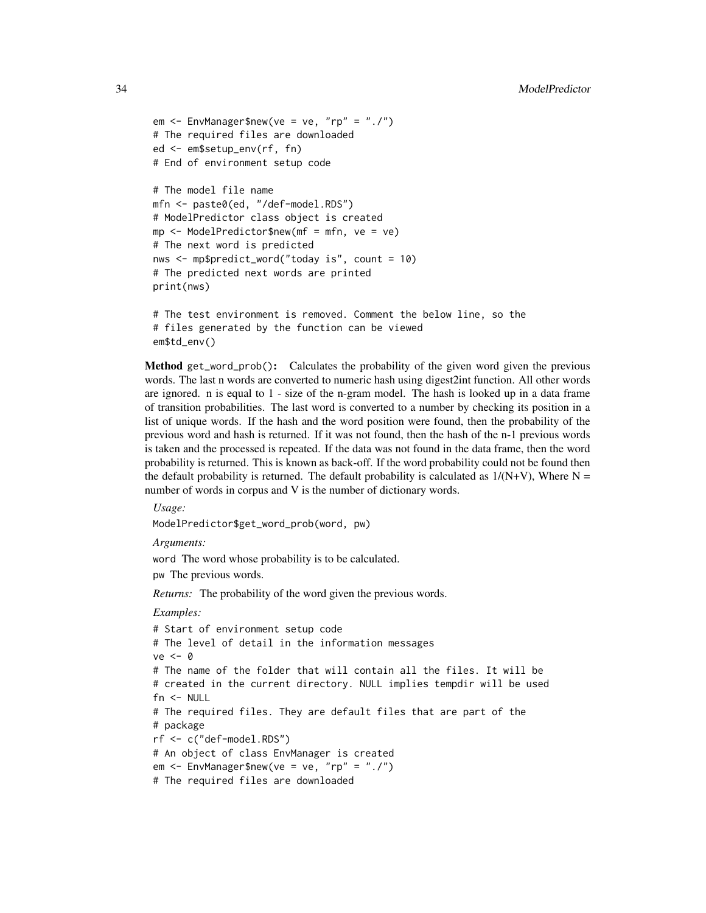```
em <- EnvManager$new(ve = ve, "rp" = "./")
# The required files are downloaded
ed <- em$setup_env(rf, fn)
# End of environment setup code

# The model file name
mfn <- paste0(ed, "/def-model.RDS")
# ModelPredictor class object is created
mp <- ModelPredictor$new(mf = mfn, ve = ve)
# The next word is predicted
nws <- mp$predict_word("today is", count = 10)
# The predicted next words are printed
print(nws)

# The test environment is removed. Comment the below line, so the
# files generated by the function can be viewed
em$td_env()
```

**Method** `get_word_prob()`: Calculates the probability of the given word given the previous words. The last n words are converted to numeric hash using digest2int function. All other words are ignored. n is equal to 1 - size of the n-gram model. The hash is looked up in a data frame of transition probabilities. The last word is converted to a number by checking its position in a list of unique words. If the hash and the word position were found, then the probability of the previous word and hash is returned. If it was not found, then the hash of the n-1 previous words is taken and the processed is repeated. If the data was not found in the data frame, then the word probability is returned. This is known as back-off. If the word probability could not be found then the default probability is returned. The default probability is calculated as 1/(N+V), Where N = number of words in corpus and V is the number of dictionary words.

*Usage:*

`ModelPredictor$get_word_prob(word, pw)`

*Arguments:*

`word` The word whose probability is to be calculated.

`pw` The previous words.

*Returns:* The probability of the word given the previous words.

*Examples:*

```
# Start of environment setup code
# The level of detail in the information messages
ve <- 0
# The name of the folder that will contain all the files. It will be
# created in the current directory. NULL implies tempdir will be used
fn <- NULL
# The required files. They are default files that are part of the
# package
rf <- c("def-model.RDS")
# An object of class EnvManager is created
em <- EnvManager$new(ve = ve, "rp" = "./")
# The required files are downloaded
```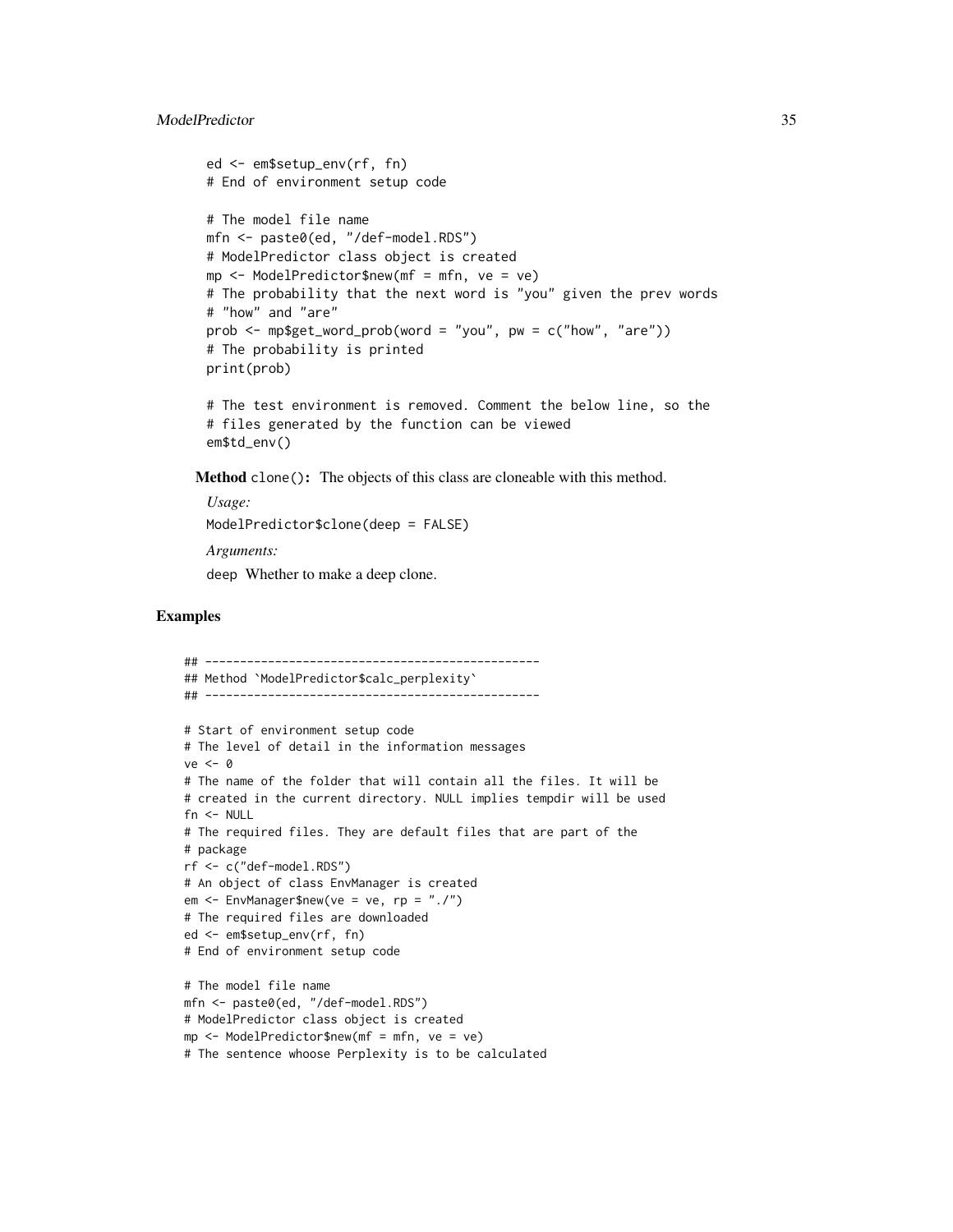```
ed <- em$setup_env(rf, fn)
# End of environment setup code

# The model file name
mfn <- paste0(ed, "/def-model.RDS")
# ModelPredictor class object is created
mp <- ModelPredictor$new(mf = mfn, ve = ve)
# The probability that the next word is "you" given the prev words
# "how" and "are"
prob <- mp$get_word_prob(word = "you", pw = c("how", "are"))
# The probability is printed
print(prob)

# The test environment is removed. Comment the below line, so the
# files generated by the function can be viewed
em$td_env()
```

**Method** `clone()`: The objects of this class are cloneable with this method.

*Usage:*

```
ModelPredictor$clone(deep = FALSE)
```

*Arguments:*

`deep` Whether to make a deep clone.

## Examples

```
## ------------------------------------------------
## Method `ModelPredictor$calc_perplexity`
## ------------------------------------------------

# Start of environment setup code
# The level of detail in the information messages
ve <- 0
# The name of the folder that will contain all the files. It will be
# created in the current directory. NULL implies tempdir will be used
fn <- NULL
# The required files. They are default files that are part of the
# package
rf <- c("def-model.RDS")
# An object of class EnvManager is created
em <- EnvManager$new(ve = ve, rp = "./")
# The required files are downloaded
ed <- em$setup_env(rf, fn)
# End of environment setup code

# The model file name
mfn <- paste0(ed, "/def-model.RDS")
# ModelPredictor class object is created
mp <- ModelPredictor$new(mf = mfn, ve = ve)
# The sentence whoose Perplexity is to be calculated
```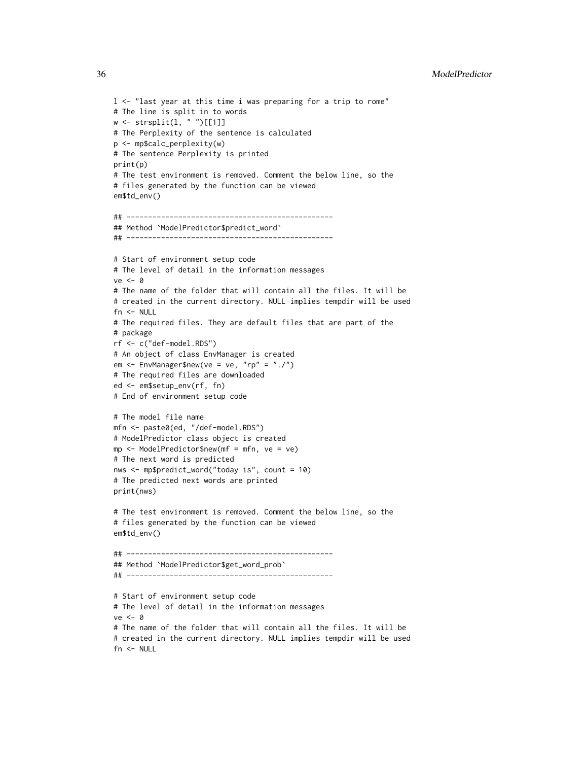```
l <- "last year at this time i was preparing for a trip to rome"
# The line is split in to words
w <- strsplit(l, " ")[[1]]
# The Perplexity of the sentence is calculated
p <- mp$calc_perplexity(w)
# The sentence Perplexity is printed
print(p)
# The test environment is removed. Comment the below line, so the
# files generated by the function can be viewed
em$td_env()

## ------------------------------------------------
## Method `ModelPredictor$predict_word`
## ------------------------------------------------

# Start of environment setup code
# The level of detail in the information messages
ve <- 0
# The name of the folder that will contain all the files. It will be
# created in the current directory. NULL implies tempdir will be used
fn <- NULL
# The required files. They are default files that are part of the
# package
rf <- c("def-model.RDS")
# An object of class EnvManager is created
em <- EnvManager$new(ve = ve, "rp" = "./")
# The required files are downloaded
ed <- em$setup_env(rf, fn)
# End of environment setup code

# The model file name
mfn <- paste0(ed, "/def-model.RDS")
# ModelPredictor class object is created
mp <- ModelPredictor$new(mf = mfn, ve = ve)
# The next word is predicted
nws <- mp$predict_word("today is", count = 10)
# The predicted next words are printed
print(nws)

# The test environment is removed. Comment the below line, so the
# files generated by the function can be viewed
em$td_env()

## ------------------------------------------------
## Method `ModelPredictor$get_word_prob`
## ------------------------------------------------

# Start of environment setup code
# The level of detail in the information messages
ve <- 0
# The name of the folder that will contain all the files. It will be
# created in the current directory. NULL implies tempdir will be used
fn <- NULL
```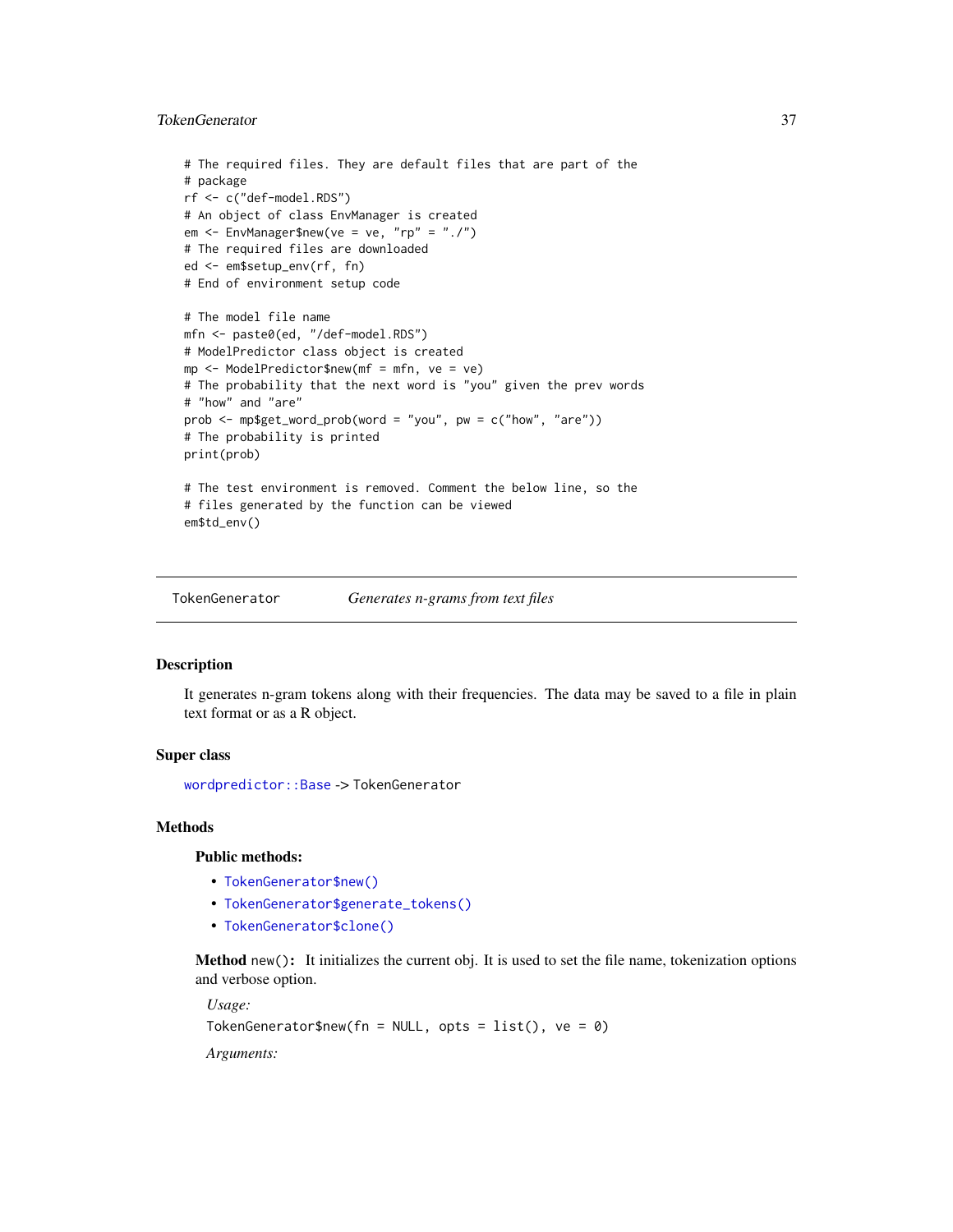```
# The required files. They are default files that are part of the
# package
rf <- c("def-model.RDS")
# An object of class EnvManager is created
em <- EnvManager$new(ve = ve, "rp" = "./")
# The required files are downloaded
ed <- em$setup_env(rf, fn)
# End of environment setup code

# The model file name
mfn <- paste0(ed, "/def-model.RDS")
# ModelPredictor class object is created
mp <- ModelPredictor$new(mf = mfn, ve = ve)
# The probability that the next word is "you" given the prev words
# "how" and "are"
prob <- mp$get_word_prob(word = "you", pw = c("how", "are"))
# The probability is printed
print(prob)

# The test environment is removed. Comment the below line, so the
# files generated by the function can be viewed
em$td_env()
```

---

## TokenGenerator *Generates n-grams from text files*

### Description

It generates n-gram tokens along with their frequencies. The data may be saved to a file in plain text format or as a R object.

### Super class

`wordpredictor::Base` -> `TokenGenerator`

### Methods

#### Public methods:

- `TokenGenerator$new()`
- `TokenGenerator$generate_tokens()`
- `TokenGenerator$clone()`

**Method** `new()`**:** It initializes the current obj. It is used to set the file name, tokenization options and verbose option.

*Usage:*

```
TokenGenerator$new(fn = NULL, opts = list(), ve = 0)
```

*Arguments:*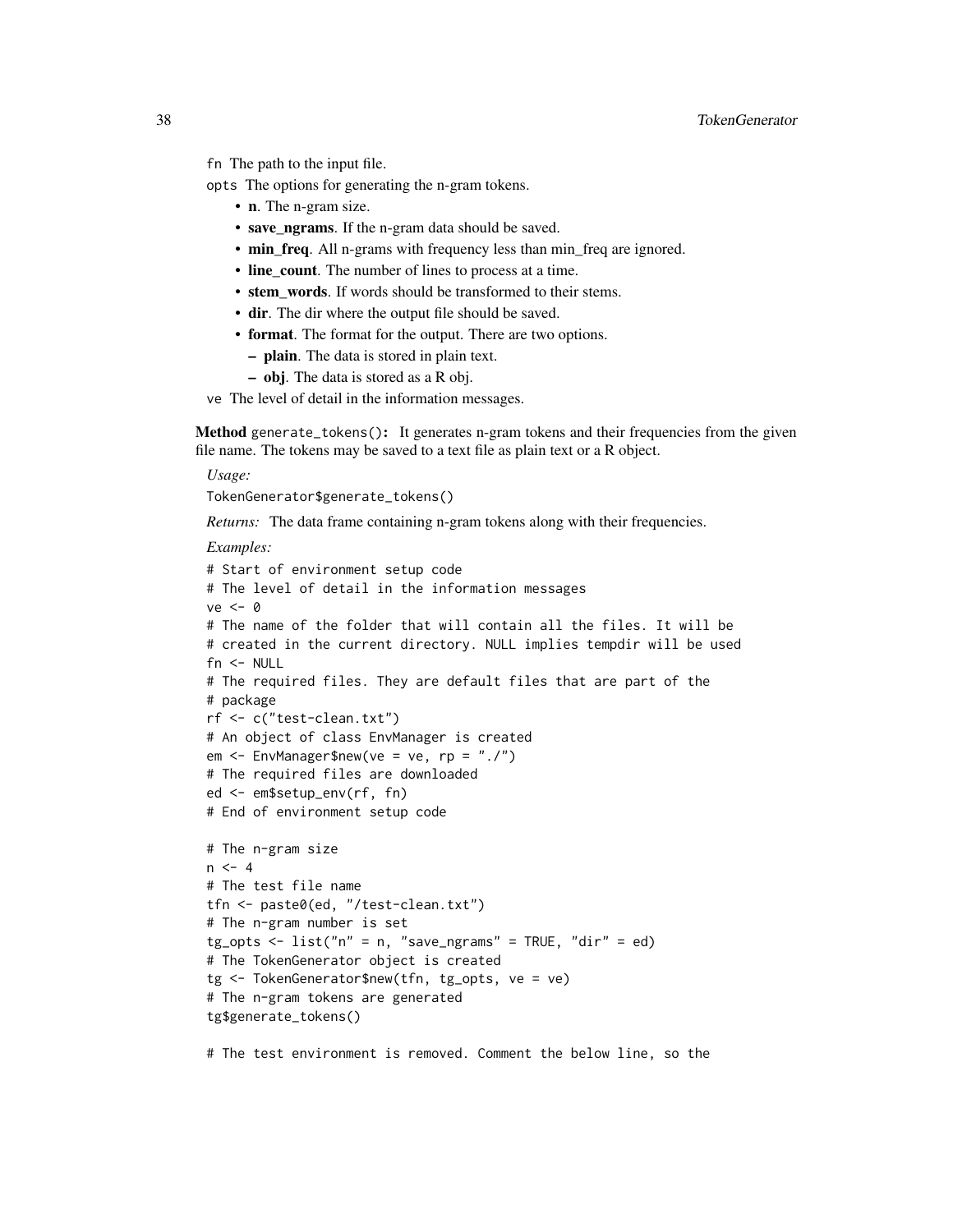fn The path to the input file.

opts The options for generating the n-gram tokens.

- **n**. The n-gram size.
- **save_ngrams**. If the n-gram data should be saved.
- **min_freq**. All n-grams with frequency less than min_freq are ignored.
- **line_count**. The number of lines to process at a time.
- **stem_words**. If words should be transformed to their stems.
- **dir**. The dir where the output file should be saved.
- **format**. The format for the output. There are two options.
  - **plain**. The data is stored in plain text.
  - **obj**. The data is stored as a R obj.

ve The level of detail in the information messages.

**Method** `generate_tokens()`**:** It generates n-gram tokens and their frequencies from the given file name. The tokens may be saved to a text file as plain text or a R object.

*Usage:*

```
TokenGenerator$generate_tokens()
```

*Returns:* The data frame containing n-gram tokens along with their frequencies.

*Examples:*

```
# Start of environment setup code
# The level of detail in the information messages
ve <- 0
# The name of the folder that will contain all the files. It will be
# created in the current directory. NULL implies tempdir will be used
fn <- NULL
# The required files. They are default files that are part of the
# package
rf <- c("test-clean.txt")
# An object of class EnvManager is created
em <- EnvManager$new(ve = ve, rp = "./")
# The required files are downloaded
ed <- em$setup_env(rf, fn)
# End of environment setup code

# The n-gram size
n <- 4
# The test file name
tfn <- paste0(ed, "/test-clean.txt")
# The n-gram number is set
tg_opts <- list("n" = n, "save_ngrams" = TRUE, "dir" = ed)
# The TokenGenerator object is created
tg <- TokenGenerator$new(tfn, tg_opts, ve = ve)
# The n-gram tokens are generated
tg$generate_tokens()

# The test environment is removed. Comment the below line, so the
```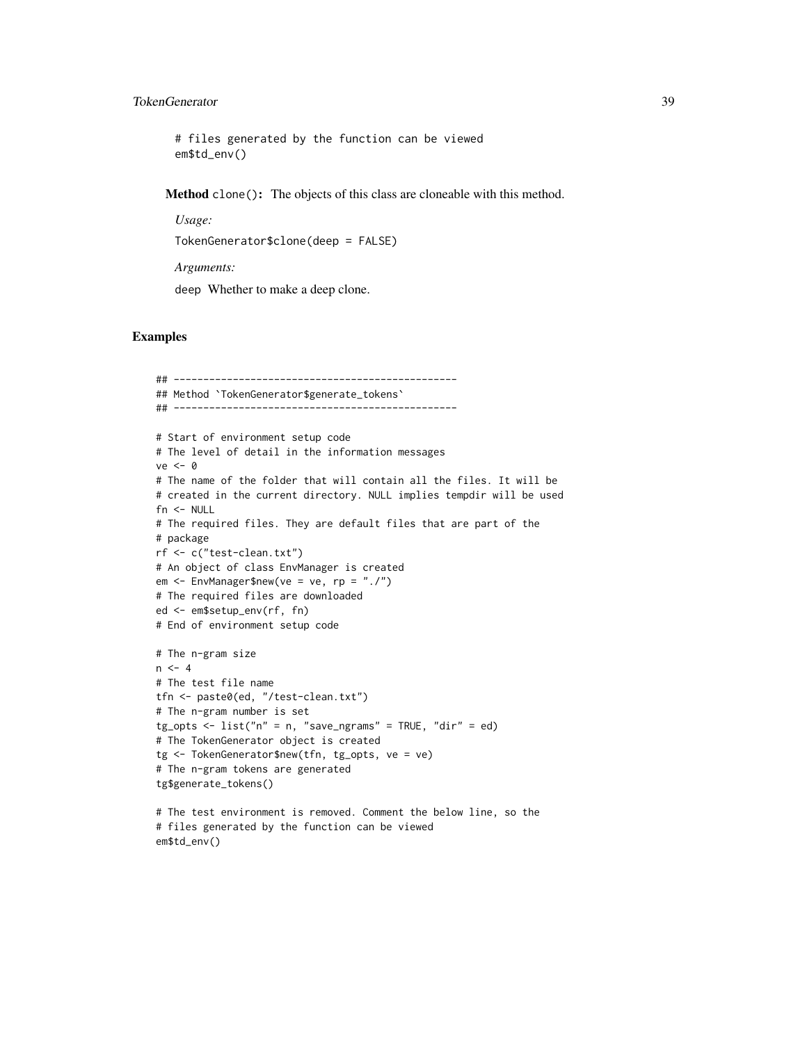```
# files generated by the function can be viewed
em$td_env()
```

**Method** `clone()`: The objects of this class are cloneable with this method.

*Usage:*

```
TokenGenerator$clone(deep = FALSE)
```

*Arguments:*

`deep` Whether to make a deep clone.

## Examples

```
## ------------------------------------------------
## Method `TokenGenerator$generate_tokens`
## ------------------------------------------------

# Start of environment setup code
# The level of detail in the information messages
ve <- 0
# The name of the folder that will contain all the files. It will be
# created in the current directory. NULL implies tempdir will be used
fn <- NULL
# The required files. They are default files that are part of the
# package
rf <- c("test-clean.txt")
# An object of class EnvManager is created
em <- EnvManager$new(ve = ve, rp = "./")
# The required files are downloaded
ed <- em$setup_env(rf, fn)
# End of environment setup code

# The n-gram size
n <- 4
# The test file name
tfn <- paste0(ed, "/test-clean.txt")
# The n-gram number is set
tg_opts <- list("n" = n, "save_ngrams" = TRUE, "dir" = ed)
# The TokenGenerator object is created
tg <- TokenGenerator$new(tfn, tg_opts, ve = ve)
# The n-gram tokens are generated
tg$generate_tokens()

# The test environment is removed. Comment the below line, so the
# files generated by the function can be viewed
em$td_env()
```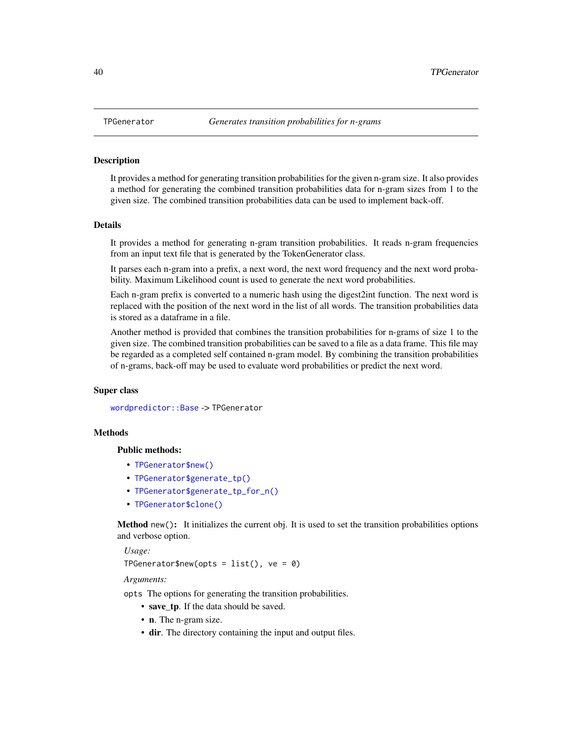## TPGenerator — *Generates transition probabilities for n-grams*

### Description

It provides a method for generating transition probabilities for the given n-gram size. It also provides a method for generating the combined transition probabilities data for n-gram sizes from 1 to the given size. The combined transition probabilities data can be used to implement back-off.

### Details

It provides a method for generating n-gram transition probabilities. It reads n-gram frequencies from an input text file that is generated by the TokenGenerator class.

It parses each n-gram into a prefix, a next word, the next word frequency and the next word probability. Maximum Likelihood count is used to generate the next word probabilities.

Each n-gram prefix is converted to a numeric hash using the digest2int function. The next word is replaced with the position of the next word in the list of all words. The transition probabilities data is stored as a dataframe in a file.

Another method is provided that combines the transition probabilities for n-grams of size 1 to the given size. The combined transition probabilities can be saved to a file as a data frame. This file may be regarded as a completed self contained n-gram model. By combining the transition probabilities of n-grams, back-off may be used to evaluate word probabilities or predict the next word.

### Super class

`wordpredictor::Base` -> `TPGenerator`

### Methods

#### Public methods:

- `TPGenerator$new()`
- `TPGenerator$generate_tp()`
- `TPGenerator$generate_tp_for_n()`
- `TPGenerator$clone()`

**Method** `new()`**:** It initializes the current obj. It is used to set the transition probabilities options and verbose option.

*Usage:*

```
TPGenerator$new(opts = list(), ve = 0)
```

*Arguments:*

`opts` The options for generating the transition probabilities.

- **save_tp**. If the data should be saved.
- **n**. The n-gram size.
- **dir**. The directory containing the input and output files.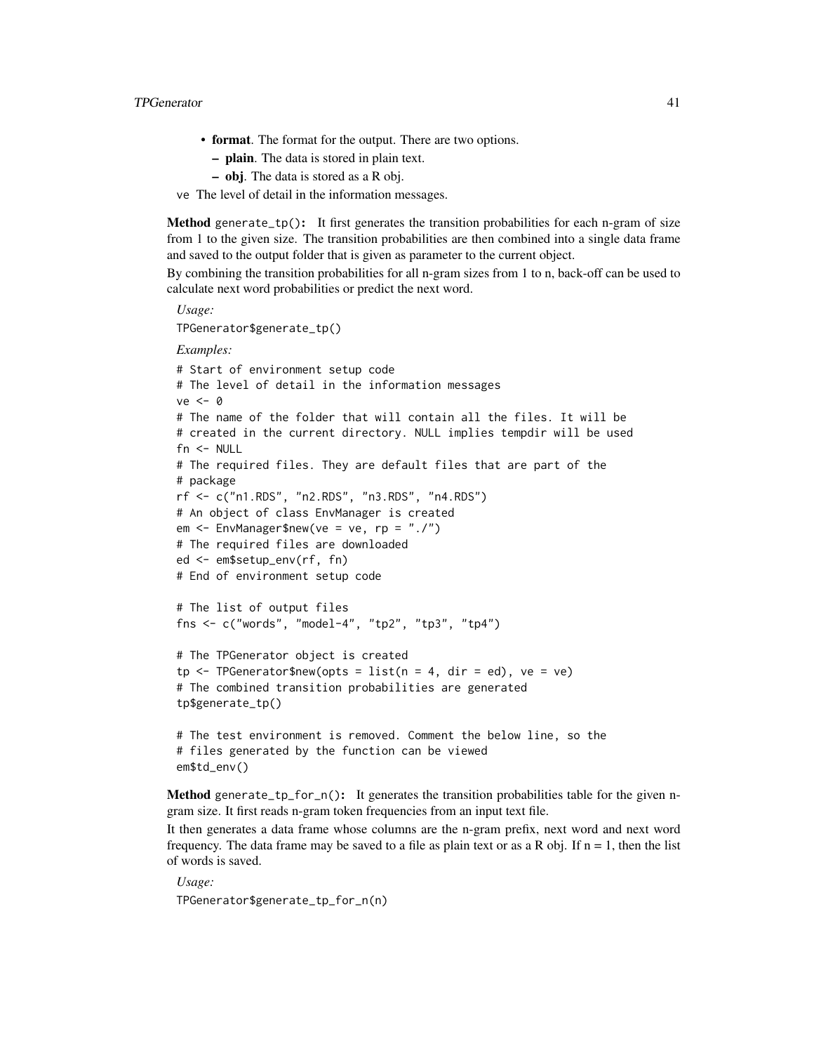- **format**. The format for the output. There are two options.
  - **plain**. The data is stored in plain text.
  - **obj**. The data is stored as a R obj.

ve The level of detail in the information messages.

**Method** `generate_tp()`: It first generates the transition probabilities for each n-gram of size from 1 to the given size. The transition probabilities are then combined into a single data frame and saved to the output folder that is given as parameter to the current object.

By combining the transition probabilities for all n-gram sizes from 1 to n, back-off can be used to calculate next word probabilities or predict the next word.

*Usage:*

```
TPGenerator$generate_tp()
```

*Examples:*

```
# Start of environment setup code
# The level of detail in the information messages
ve <- 0
# The name of the folder that will contain all the files. It will be
# created in the current directory. NULL implies tempdir will be used
fn <- NULL
# The required files. They are default files that are part of the
# package
rf <- c("n1.RDS", "n2.RDS", "n3.RDS", "n4.RDS")
# An object of class EnvManager is created
em <- EnvManager$new(ve = ve, rp = "./")
# The required files are downloaded
ed <- em$setup_env(rf, fn)
# End of environment setup code

# The list of output files
fns <- c("words", "model-4", "tp2", "tp3", "tp4")

# The TPGenerator object is created
tp <- TPGenerator$new(opts = list(n = 4, dir = ed), ve = ve)
# The combined transition probabilities are generated
tp$generate_tp()

# The test environment is removed. Comment the below line, so the
# files generated by the function can be viewed
em$td_env()
```

**Method** `generate_tp_for_n()`: It generates the transition probabilities table for the given n-gram size. It first reads n-gram token frequencies from an input text file.

It then generates a data frame whose columns are the n-gram prefix, next word and next word frequency. The data frame may be saved to a file as plain text or as a R obj. If n = 1, then the list of words is saved.

*Usage:*

```
TPGenerator$generate_tp_for_n(n)
```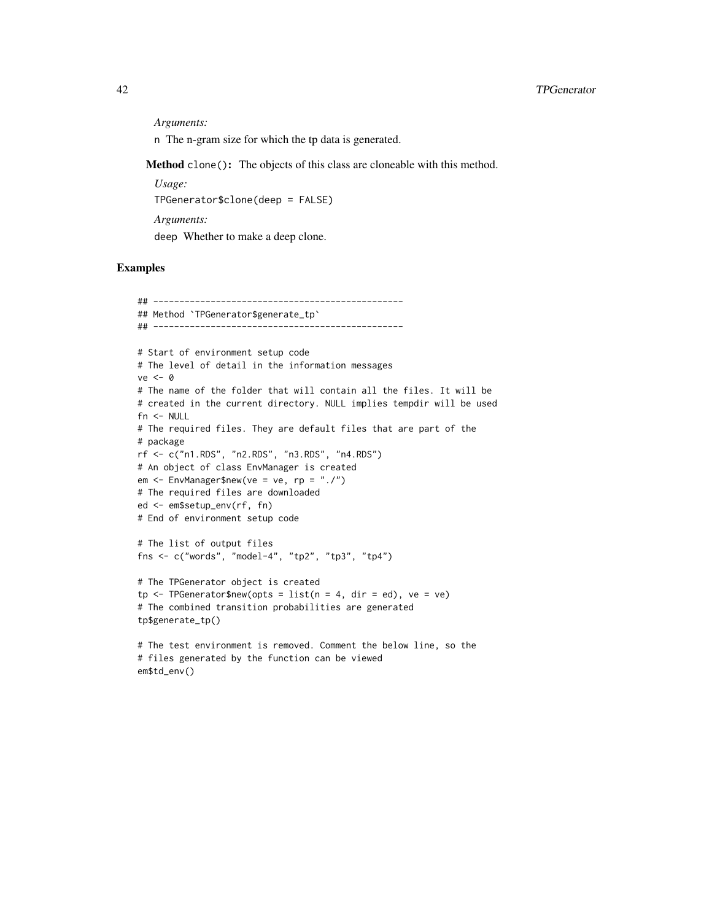*Arguments:*

`n` The n-gram size for which the tp data is generated.

**Method** `clone()`**:** The objects of this class are cloneable with this method.

*Usage:*

```
TPGenerator$clone(deep = FALSE)
```

*Arguments:*

`deep` Whether to make a deep clone.

## Examples

```
## ------------------------------------------------
## Method `TPGenerator$generate_tp`
## ------------------------------------------------

# Start of environment setup code
# The level of detail in the information messages
ve <- 0
# The name of the folder that will contain all the files. It will be
# created in the current directory. NULL implies tempdir will be used
fn <- NULL
# The required files. They are default files that are part of the
# package
rf <- c("n1.RDS", "n2.RDS", "n3.RDS", "n4.RDS")
# An object of class EnvManager is created
em <- EnvManager$new(ve = ve, rp = "./")
# The required files are downloaded
ed <- em$setup_env(rf, fn)
# End of environment setup code

# The list of output files
fns <- c("words", "model-4", "tp2", "tp3", "tp4")

# The TPGenerator object is created
tp <- TPGenerator$new(opts = list(n = 4, dir = ed), ve = ve)
# The combined transition probabilities are generated
tp$generate_tp()

# The test environment is removed. Comment the below line, so the
# files generated by the function can be viewed
em$td_env()
```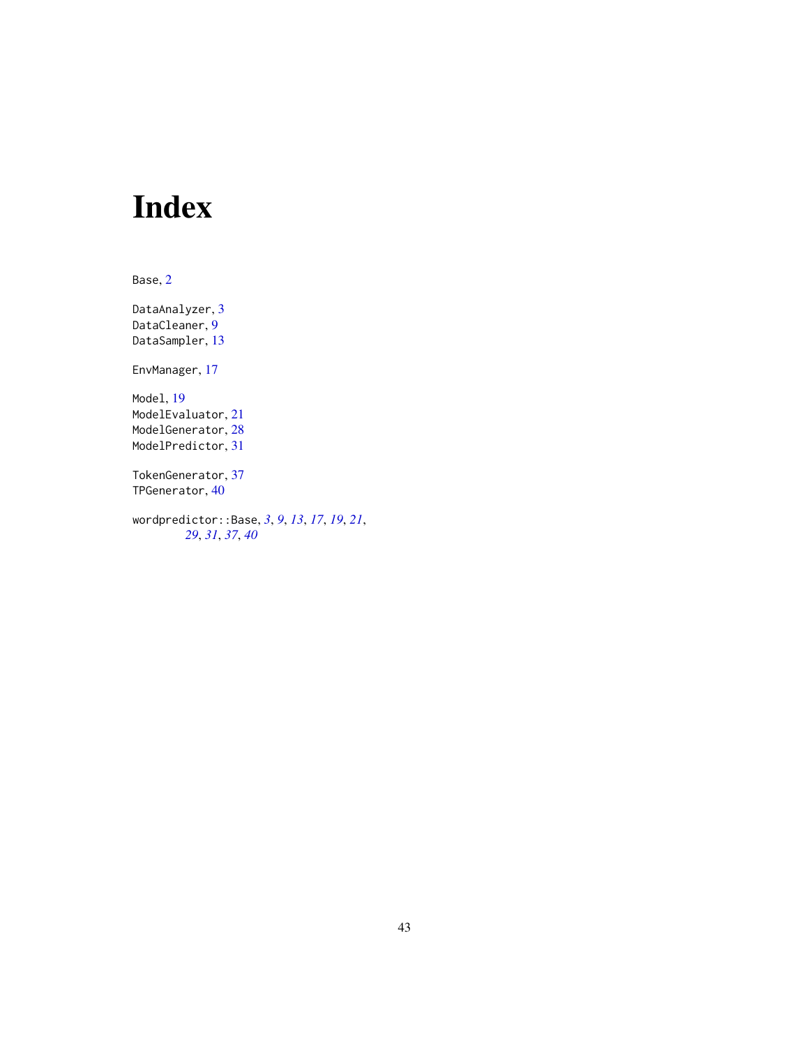# Index

Base, 2

DataAnalyzer, 3
DataCleaner, 9
DataSampler, 13

EnvManager, 17

Model, 19
ModelEvaluator, 21
ModelGenerator, 28
ModelPredictor, 31

TokenGenerator, 37
TPGenerator, 40

wordpredictor::Base, *3*, *9*, *13*, *17*, *19*, *21*, *29*, *31*, *37*, *40*